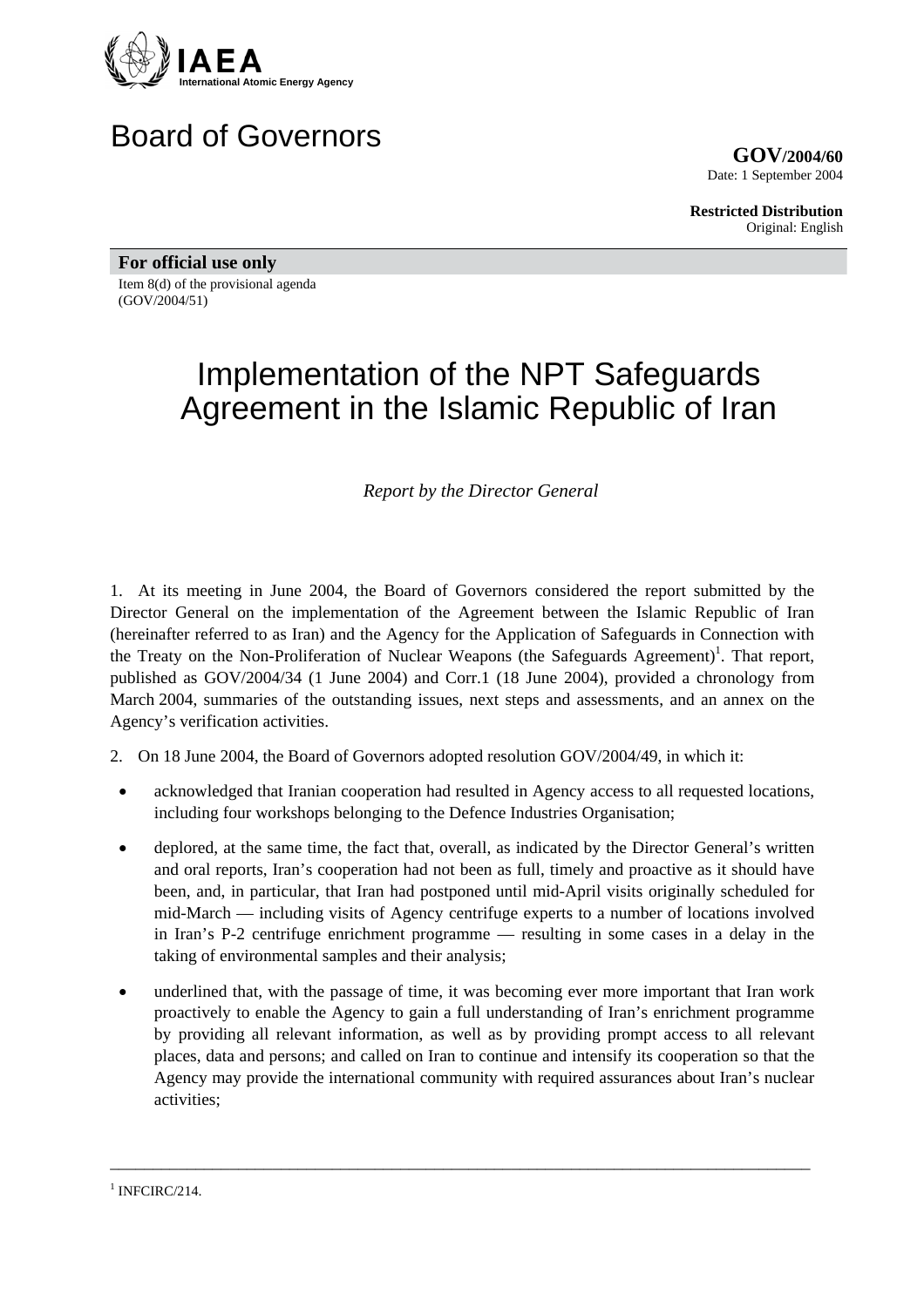IAEA
International Atomic Energy Agency

# Board of Governors

**GOV/2004/60**
Date: 1 September 2004

**Restricted Distribution**
Original: English

**For official use only**

Item 8(d) of the provisional agenda
(GOV/2004/51)

# Implementation of the NPT Safeguards Agreement in the Islamic Republic of Iran

*Report by the Director General*

1. At its meeting in June 2004, the Board of Governors considered the report submitted by the Director General on the implementation of the Agreement between the Islamic Republic of Iran (hereinafter referred to as Iran) and the Agency for the Application of Safeguards in Connection with the Treaty on the Non-Proliferation of Nuclear Weapons (the Safeguards Agreement)[1]. That report, published as GOV/2004/34 (1 June 2004) and Corr.1 (18 June 2004), provided a chronology from March 2004, summaries of the outstanding issues, next steps and assessments, and an annex on the Agency's verification activities.

2. On 18 June 2004, the Board of Governors adopted resolution GOV/2004/49, in which it:

- acknowledged that Iranian cooperation had resulted in Agency access to all requested locations, including four workshops belonging to the Defence Industries Organisation;
- deplored, at the same time, the fact that, overall, as indicated by the Director General's written and oral reports, Iran's cooperation had not been as full, timely and proactive as it should have been, and, in particular, that Iran had postponed until mid-April visits originally scheduled for mid-March — including visits of Agency centrifuge experts to a number of locations involved in Iran's P-2 centrifuge enrichment programme — resulting in some cases in a delay in the taking of environmental samples and their analysis;
- underlined that, with the passage of time, it was becoming ever more important that Iran work proactively to enable the Agency to gain a full understanding of Iran's enrichment programme by providing all relevant information, as well as by providing prompt access to all relevant places, data and persons; and called on Iran to continue and intensify its cooperation so that the Agency may provide the international community with required assurances about Iran's nuclear activities;

[1] INFCIRC/214.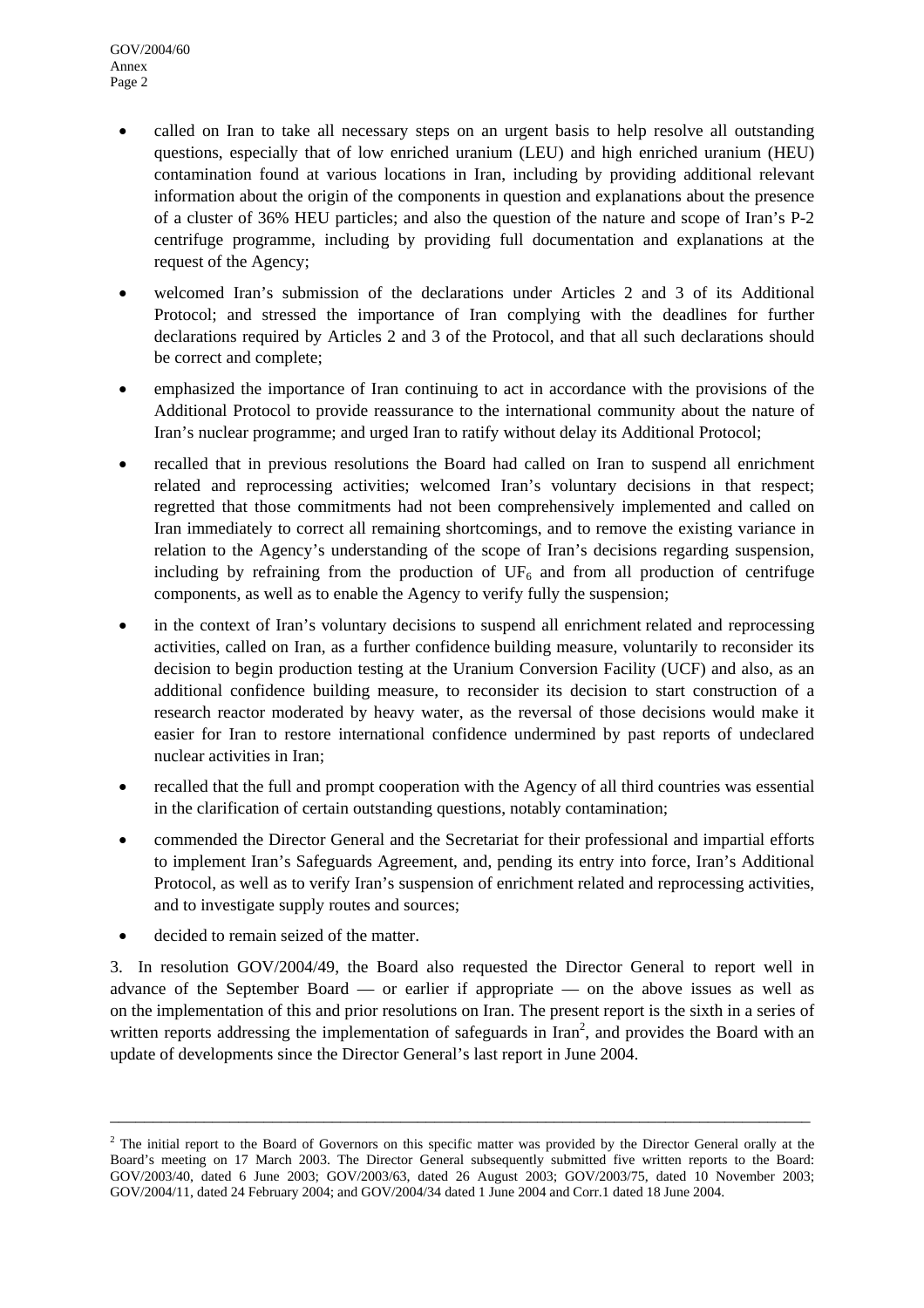- called on Iran to take all necessary steps on an urgent basis to help resolve all outstanding questions, especially that of low enriched uranium (LEU) and high enriched uranium (HEU) contamination found at various locations in Iran, including by providing additional relevant information about the origin of the components in question and explanations about the presence of a cluster of 36% HEU particles; and also the question of the nature and scope of Iran's P-2 centrifuge programme, including by providing full documentation and explanations at the request of the Agency;
- welcomed Iran's submission of the declarations under Articles 2 and 3 of its Additional Protocol; and stressed the importance of Iran complying with the deadlines for further declarations required by Articles 2 and 3 of the Protocol, and that all such declarations should be correct and complete;
- emphasized the importance of Iran continuing to act in accordance with the provisions of the Additional Protocol to provide reassurance to the international community about the nature of Iran's nuclear programme; and urged Iran to ratify without delay its Additional Protocol;
- recalled that in previous resolutions the Board had called on Iran to suspend all enrichment related and reprocessing activities; welcomed Iran's voluntary decisions in that respect; regretted that those commitments had not been comprehensively implemented and called on Iran immediately to correct all remaining shortcomings, and to remove the existing variance in relation to the Agency's understanding of the scope of Iran's decisions regarding suspension, including by refraining from the production of $UF_6$ and from all production of centrifuge components, as well as to enable the Agency to verify fully the suspension;
- in the context of Iran's voluntary decisions to suspend all enrichment related and reprocessing activities, called on Iran, as a further confidence building measure, voluntarily to reconsider its decision to begin production testing at the Uranium Conversion Facility (UCF) and also, as an additional confidence building measure, to reconsider its decision to start construction of a research reactor moderated by heavy water, as the reversal of those decisions would make it easier for Iran to restore international confidence undermined by past reports of undeclared nuclear activities in Iran;
- recalled that the full and prompt cooperation with the Agency of all third countries was essential in the clarification of certain outstanding questions, notably contamination;
- commended the Director General and the Secretariat for their professional and impartial efforts to implement Iran's Safeguards Agreement, and, pending its entry into force, Iran's Additional Protocol, as well as to verify Iran's suspension of enrichment related and reprocessing activities, and to investigate supply routes and sources;
- decided to remain seized of the matter.

3. In resolution GOV/2004/49, the Board also requested the Director General to report well in advance of the September Board — or earlier if appropriate — on the above issues as well as on the implementation of this and prior resolutions on Iran. The present report is the sixth in a series of written reports addressing the implementation of safeguards in Iran[2], and provides the Board with an update of developments since the Director General's last report in June 2004.

---

[2] The initial report to the Board of Governors on this specific matter was provided by the Director General orally at the Board's meeting on 17 March 2003. The Director General subsequently submitted five written reports to the Board: GOV/2003/40, dated 6 June 2003; GOV/2003/63, dated 26 August 2003; GOV/2003/75, dated 10 November 2003; GOV/2004/11, dated 24 February 2004; and GOV/2004/34 dated 1 June 2004 and Corr.1 dated 18 June 2004.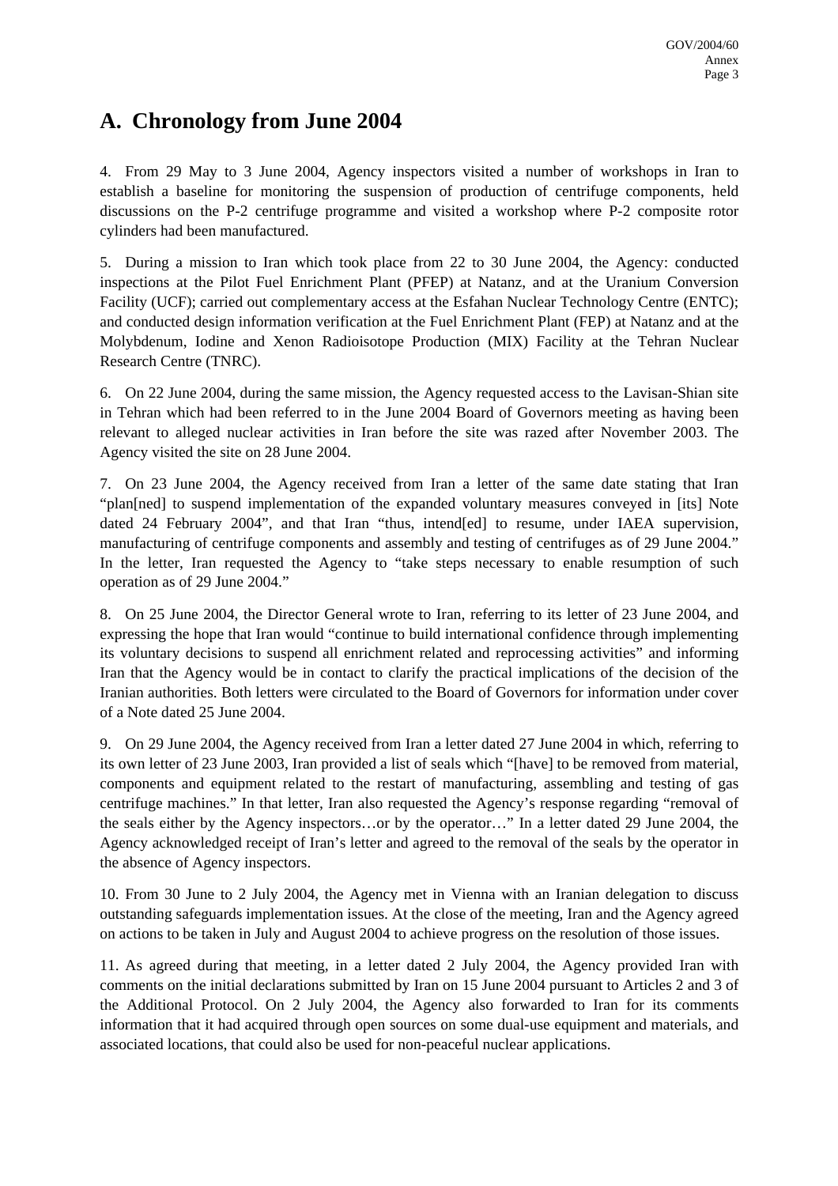## A. Chronology from June 2004

4. From 29 May to 3 June 2004, Agency inspectors visited a number of workshops in Iran to establish a baseline for monitoring the suspension of production of centrifuge components, held discussions on the P-2 centrifuge programme and visited a workshop where P-2 composite rotor cylinders had been manufactured.

5. During a mission to Iran which took place from 22 to 30 June 2004, the Agency: conducted inspections at the Pilot Fuel Enrichment Plant (PFEP) at Natanz, and at the Uranium Conversion Facility (UCF); carried out complementary access at the Esfahan Nuclear Technology Centre (ENTC); and conducted design information verification at the Fuel Enrichment Plant (FEP) at Natanz and at the Molybdenum, Iodine and Xenon Radioisotope Production (MIX) Facility at the Tehran Nuclear Research Centre (TNRC).

6. On 22 June 2004, during the same mission, the Agency requested access to the Lavisan-Shian site in Tehran which had been referred to in the June 2004 Board of Governors meeting as having been relevant to alleged nuclear activities in Iran before the site was razed after November 2003. The Agency visited the site on 28 June 2004.

7. On 23 June 2004, the Agency received from Iran a letter of the same date stating that Iran "plan[ned] to suspend implementation of the expanded voluntary measures conveyed in [its] Note dated 24 February 2004", and that Iran "thus, intend[ed] to resume, under IAEA supervision, manufacturing of centrifuge components and assembly and testing of centrifuges as of 29 June 2004." In the letter, Iran requested the Agency to "take steps necessary to enable resumption of such operation as of 29 June 2004."

8. On 25 June 2004, the Director General wrote to Iran, referring to its letter of 23 June 2004, and expressing the hope that Iran would "continue to build international confidence through implementing its voluntary decisions to suspend all enrichment related and reprocessing activities" and informing Iran that the Agency would be in contact to clarify the practical implications of the decision of the Iranian authorities. Both letters were circulated to the Board of Governors for information under cover of a Note dated 25 June 2004.

9. On 29 June 2004, the Agency received from Iran a letter dated 27 June 2004 in which, referring to its own letter of 23 June 2003, Iran provided a list of seals which "[have] to be removed from material, components and equipment related to the restart of manufacturing, assembling and testing of gas centrifuge machines." In that letter, Iran also requested the Agency's response regarding "removal of the seals either by the Agency inspectors…or by the operator…" In a letter dated 29 June 2004, the Agency acknowledged receipt of Iran's letter and agreed to the removal of the seals by the operator in the absence of Agency inspectors.

10. From 30 June to 2 July 2004, the Agency met in Vienna with an Iranian delegation to discuss outstanding safeguards implementation issues. At the close of the meeting, Iran and the Agency agreed on actions to be taken in July and August 2004 to achieve progress on the resolution of those issues.

11. As agreed during that meeting, in a letter dated 2 July 2004, the Agency provided Iran with comments on the initial declarations submitted by Iran on 15 June 2004 pursuant to Articles 2 and 3 of the Additional Protocol. On 2 July 2004, the Agency also forwarded to Iran for its comments information that it had acquired through open sources on some dual-use equipment and materials, and associated locations, that could also be used for non-peaceful nuclear applications.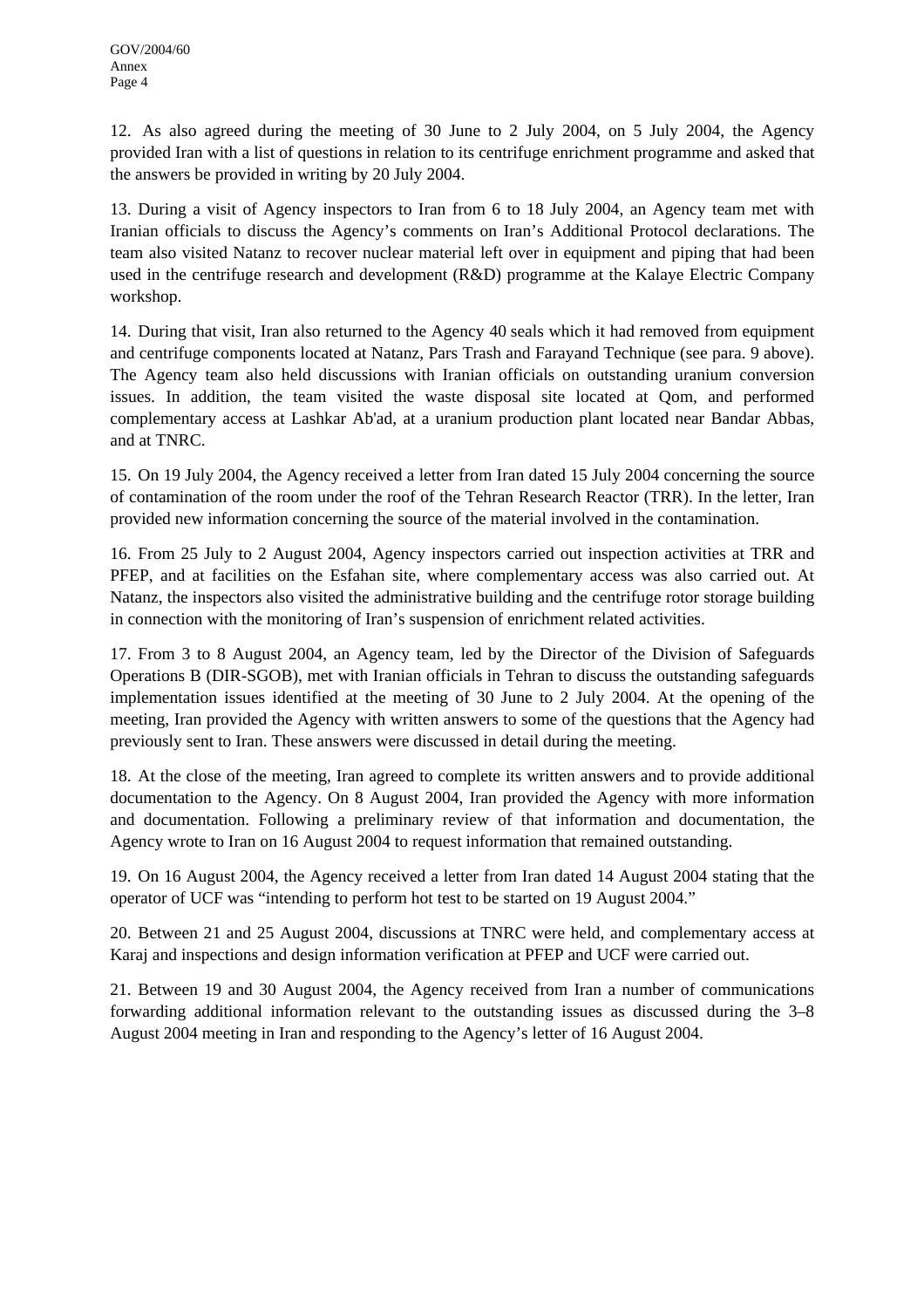12. As also agreed during the meeting of 30 June to 2 July 2004, on 5 July 2004, the Agency provided Iran with a list of questions in relation to its centrifuge enrichment programme and asked that the answers be provided in writing by 20 July 2004.

13. During a visit of Agency inspectors to Iran from 6 to 18 July 2004, an Agency team met with Iranian officials to discuss the Agency's comments on Iran's Additional Protocol declarations. The team also visited Natanz to recover nuclear material left over in equipment and piping that had been used in the centrifuge research and development (R&D) programme at the Kalaye Electric Company workshop.

14. During that visit, Iran also returned to the Agency 40 seals which it had removed from equipment and centrifuge components located at Natanz, Pars Trash and Farayand Technique (see para. 9 above). The Agency team also held discussions with Iranian officials on outstanding uranium conversion issues. In addition, the team visited the waste disposal site located at Qom, and performed complementary access at Lashkar Ab'ad, at a uranium production plant located near Bandar Abbas, and at TNRC.

15. On 19 July 2004, the Agency received a letter from Iran dated 15 July 2004 concerning the source of contamination of the room under the roof of the Tehran Research Reactor (TRR). In the letter, Iran provided new information concerning the source of the material involved in the contamination.

16. From 25 July to 2 August 2004, Agency inspectors carried out inspection activities at TRR and PFEP, and at facilities on the Esfahan site, where complementary access was also carried out. At Natanz, the inspectors also visited the administrative building and the centrifuge rotor storage building in connection with the monitoring of Iran's suspension of enrichment related activities.

17. From 3 to 8 August 2004, an Agency team, led by the Director of the Division of Safeguards Operations B (DIR-SGOB), met with Iranian officials in Tehran to discuss the outstanding safeguards implementation issues identified at the meeting of 30 June to 2 July 2004. At the opening of the meeting, Iran provided the Agency with written answers to some of the questions that the Agency had previously sent to Iran. These answers were discussed in detail during the meeting.

18. At the close of the meeting, Iran agreed to complete its written answers and to provide additional documentation to the Agency. On 8 August 2004, Iran provided the Agency with more information and documentation. Following a preliminary review of that information and documentation, the Agency wrote to Iran on 16 August 2004 to request information that remained outstanding.

19. On 16 August 2004, the Agency received a letter from Iran dated 14 August 2004 stating that the operator of UCF was "intending to perform hot test to be started on 19 August 2004."

20. Between 21 and 25 August 2004, discussions at TNRC were held, and complementary access at Karaj and inspections and design information verification at PFEP and UCF were carried out.

21. Between 19 and 30 August 2004, the Agency received from Iran a number of communications forwarding additional information relevant to the outstanding issues as discussed during the 3–8 August 2004 meeting in Iran and responding to the Agency's letter of 16 August 2004.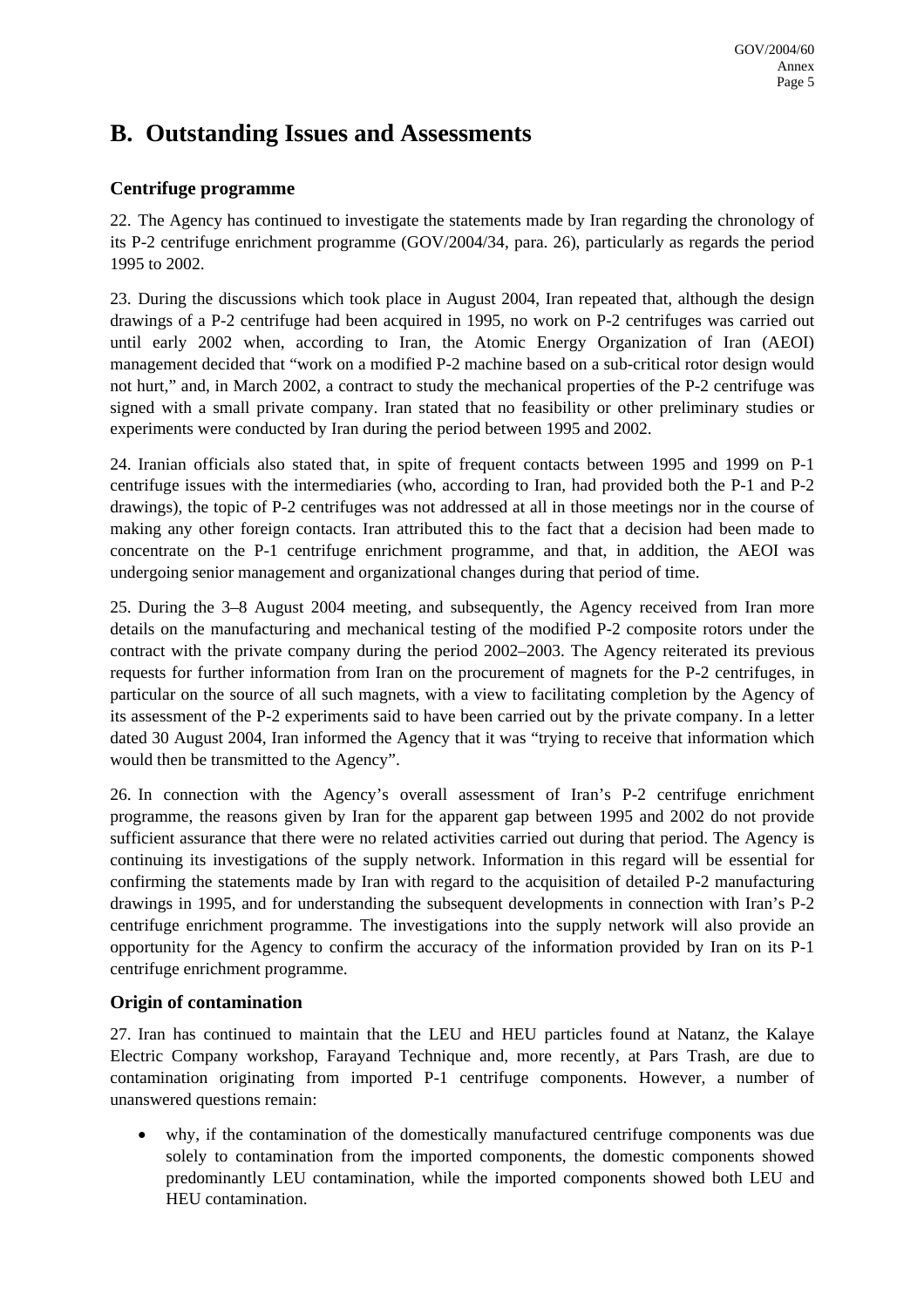## B. Outstanding Issues and Assessments

### Centrifuge programme

22. The Agency has continued to investigate the statements made by Iran regarding the chronology of its P-2 centrifuge enrichment programme (GOV/2004/34, para. 26), particularly as regards the period 1995 to 2002.

23. During the discussions which took place in August 2004, Iran repeated that, although the design drawings of a P-2 centrifuge had been acquired in 1995, no work on P-2 centrifuges was carried out until early 2002 when, according to Iran, the Atomic Energy Organization of Iran (AEOI) management decided that "work on a modified P-2 machine based on a sub-critical rotor design would not hurt," and, in March 2002, a contract to study the mechanical properties of the P-2 centrifuge was signed with a small private company. Iran stated that no feasibility or other preliminary studies or experiments were conducted by Iran during the period between 1995 and 2002.

24. Iranian officials also stated that, in spite of frequent contacts between 1995 and 1999 on P-1 centrifuge issues with the intermediaries (who, according to Iran, had provided both the P-1 and P-2 drawings), the topic of P-2 centrifuges was not addressed at all in those meetings nor in the course of making any other foreign contacts. Iran attributed this to the fact that a decision had been made to concentrate on the P-1 centrifuge enrichment programme, and that, in addition, the AEOI was undergoing senior management and organizational changes during that period of time.

25. During the 3–8 August 2004 meeting, and subsequently, the Agency received from Iran more details on the manufacturing and mechanical testing of the modified P-2 composite rotors under the contract with the private company during the period 2002–2003. The Agency reiterated its previous requests for further information from Iran on the procurement of magnets for the P-2 centrifuges, in particular on the source of all such magnets, with a view to facilitating completion by the Agency of its assessment of the P-2 experiments said to have been carried out by the private company. In a letter dated 30 August 2004, Iran informed the Agency that it was "trying to receive that information which would then be transmitted to the Agency".

26. In connection with the Agency's overall assessment of Iran's P-2 centrifuge enrichment programme, the reasons given by Iran for the apparent gap between 1995 and 2002 do not provide sufficient assurance that there were no related activities carried out during that period. The Agency is continuing its investigations of the supply network. Information in this regard will be essential for confirming the statements made by Iran with regard to the acquisition of detailed P-2 manufacturing drawings in 1995, and for understanding the subsequent developments in connection with Iran's P-2 centrifuge enrichment programme. The investigations into the supply network will also provide an opportunity for the Agency to confirm the accuracy of the information provided by Iran on its P-1 centrifuge enrichment programme.

### Origin of contamination

27. Iran has continued to maintain that the LEU and HEU particles found at Natanz, the Kalaye Electric Company workshop, Farayand Technique and, more recently, at Pars Trash, are due to contamination originating from imported P-1 centrifuge components. However, a number of unanswered questions remain:

- why, if the contamination of the domestically manufactured centrifuge components was due solely to contamination from the imported components, the domestic components showed predominantly LEU contamination, while the imported components showed both LEU and HEU contamination.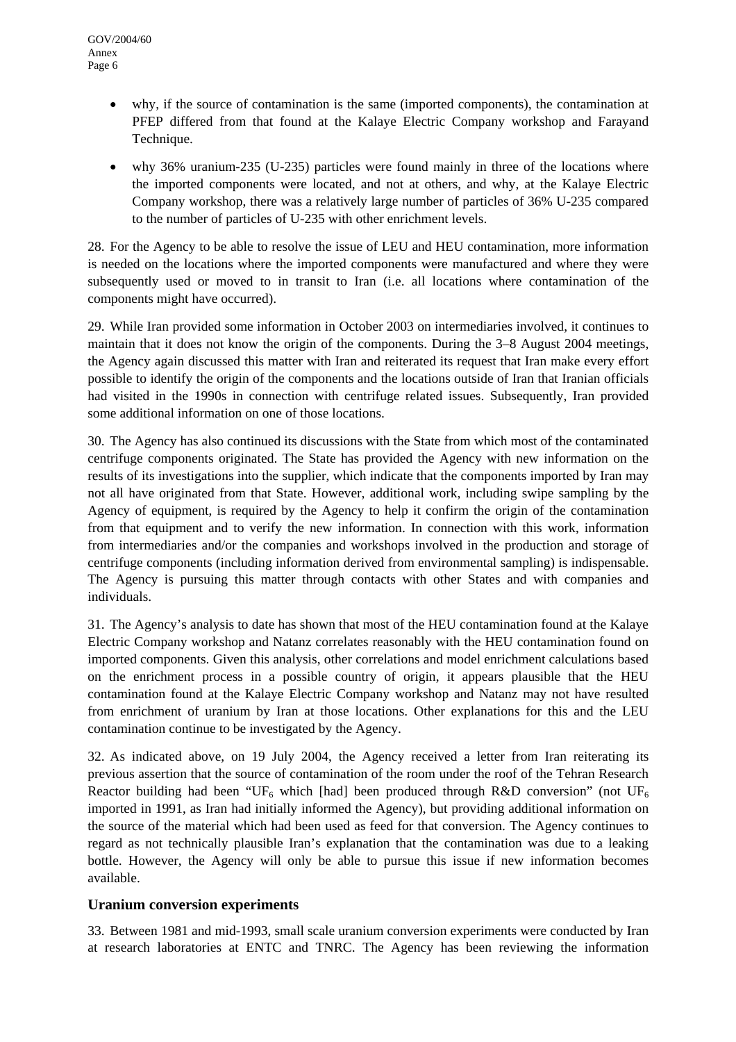- why, if the source of contamination is the same (imported components), the contamination at PFEP differed from that found at the Kalaye Electric Company workshop and Farayand Technique.
- why 36% uranium-235 (U-235) particles were found mainly in three of the locations where the imported components were located, and not at others, and why, at the Kalaye Electric Company workshop, there was a relatively large number of particles of 36% U-235 compared to the number of particles of U-235 with other enrichment levels.

28. For the Agency to be able to resolve the issue of LEU and HEU contamination, more information is needed on the locations where the imported components were manufactured and where they were subsequently used or moved to in transit to Iran (i.e. all locations where contamination of the components might have occurred).

29. While Iran provided some information in October 2003 on intermediaries involved, it continues to maintain that it does not know the origin of the components. During the 3–8 August 2004 meetings, the Agency again discussed this matter with Iran and reiterated its request that Iran make every effort possible to identify the origin of the components and the locations outside of Iran that Iranian officials had visited in the 1990s in connection with centrifuge related issues. Subsequently, Iran provided some additional information on one of those locations.

30. The Agency has also continued its discussions with the State from which most of the contaminated centrifuge components originated. The State has provided the Agency with new information on the results of its investigations into the supplier, which indicate that the components imported by Iran may not all have originated from that State. However, additional work, including swipe sampling by the Agency of equipment, is required by the Agency to help it confirm the origin of the contamination from that equipment and to verify the new information. In connection with this work, information from intermediaries and/or the companies and workshops involved in the production and storage of centrifuge components (including information derived from environmental sampling) is indispensable. The Agency is pursuing this matter through contacts with other States and with companies and individuals.

31. The Agency's analysis to date has shown that most of the HEU contamination found at the Kalaye Electric Company workshop and Natanz correlates reasonably with the HEU contamination found on imported components. Given this analysis, other correlations and model enrichment calculations based on the enrichment process in a possible country of origin, it appears plausible that the HEU contamination found at the Kalaye Electric Company workshop and Natanz may not have resulted from enrichment of uranium by Iran at those locations. Other explanations for this and the LEU contamination continue to be investigated by the Agency.

32. As indicated above, on 19 July 2004, the Agency received a letter from Iran reiterating its previous assertion that the source of contamination of the room under the roof of the Tehran Research Reactor building had been "$UF_6$ which [had] been produced through R&D conversion" (not $UF_6$ imported in 1991, as Iran had initially informed the Agency), but providing additional information on the source of the material which had been used as feed for that conversion. The Agency continues to regard as not technically plausible Iran's explanation that the contamination was due to a leaking bottle. However, the Agency will only be able to pursue this issue if new information becomes available.

### Uranium conversion experiments

33. Between 1981 and mid-1993, small scale uranium conversion experiments were conducted by Iran at research laboratories at ENTC and TNRC. The Agency has been reviewing the information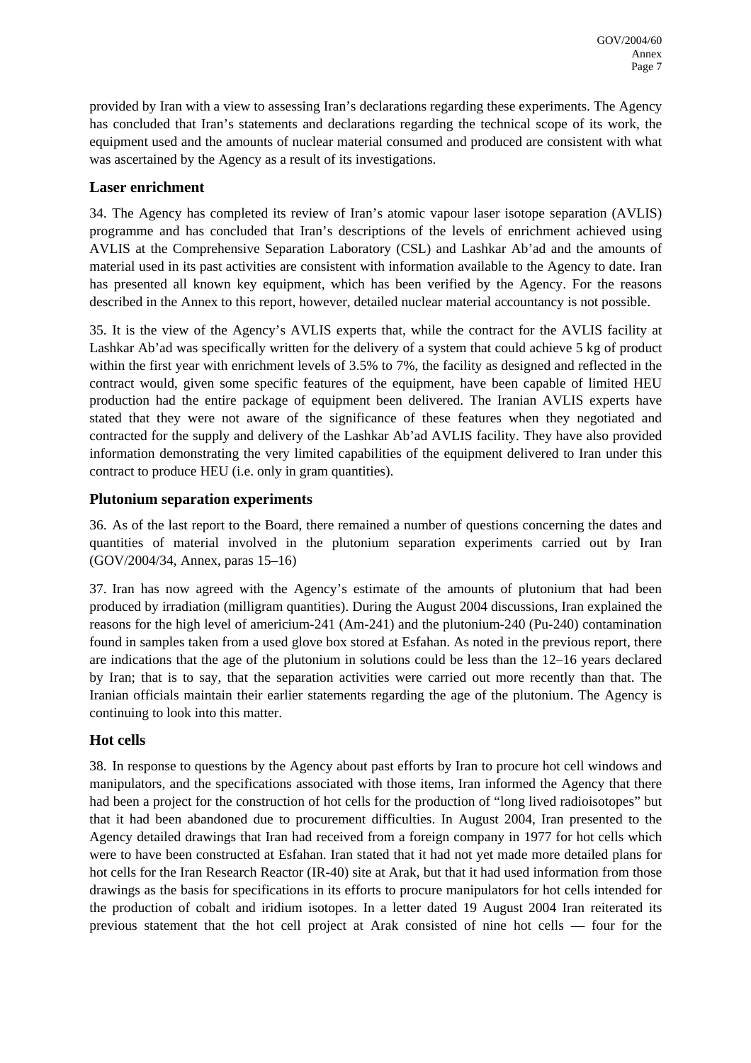provided by Iran with a view to assessing Iran's declarations regarding these experiments. The Agency has concluded that Iran's statements and declarations regarding the technical scope of its work, the equipment used and the amounts of nuclear material consumed and produced are consistent with what was ascertained by the Agency as a result of its investigations.

### Laser enrichment

34. The Agency has completed its review of Iran's atomic vapour laser isotope separation (AVLIS) programme and has concluded that Iran's descriptions of the levels of enrichment achieved using AVLIS at the Comprehensive Separation Laboratory (CSL) and Lashkar Ab'ad and the amounts of material used in its past activities are consistent with information available to the Agency to date. Iran has presented all known key equipment, which has been verified by the Agency. For the reasons described in the Annex to this report, however, detailed nuclear material accountancy is not possible.

35. It is the view of the Agency's AVLIS experts that, while the contract for the AVLIS facility at Lashkar Ab'ad was specifically written for the delivery of a system that could achieve 5 kg of product within the first year with enrichment levels of 3.5% to 7%, the facility as designed and reflected in the contract would, given some specific features of the equipment, have been capable of limited HEU production had the entire package of equipment been delivered. The Iranian AVLIS experts have stated that they were not aware of the significance of these features when they negotiated and contracted for the supply and delivery of the Lashkar Ab'ad AVLIS facility. They have also provided information demonstrating the very limited capabilities of the equipment delivered to Iran under this contract to produce HEU (i.e. only in gram quantities).

### Plutonium separation experiments

36. As of the last report to the Board, there remained a number of questions concerning the dates and quantities of material involved in the plutonium separation experiments carried out by Iran (GOV/2004/34, Annex, paras 15–16)

37. Iran has now agreed with the Agency's estimate of the amounts of plutonium that had been produced by irradiation (milligram quantities). During the August 2004 discussions, Iran explained the reasons for the high level of americium-241 (Am-241) and the plutonium-240 (Pu-240) contamination found in samples taken from a used glove box stored at Esfahan. As noted in the previous report, there are indications that the age of the plutonium in solutions could be less than the 12–16 years declared by Iran; that is to say, that the separation activities were carried out more recently than that. The Iranian officials maintain their earlier statements regarding the age of the plutonium. The Agency is continuing to look into this matter.

### Hot cells

38. In response to questions by the Agency about past efforts by Iran to procure hot cell windows and manipulators, and the specifications associated with those items, Iran informed the Agency that there had been a project for the construction of hot cells for the production of "long lived radioisotopes" but that it had been abandoned due to procurement difficulties. In August 2004, Iran presented to the Agency detailed drawings that Iran had received from a foreign company in 1977 for hot cells which were to have been constructed at Esfahan. Iran stated that it had not yet made more detailed plans for hot cells for the Iran Research Reactor (IR-40) site at Arak, but that it had used information from those drawings as the basis for specifications in its efforts to procure manipulators for hot cells intended for the production of cobalt and iridium isotopes. In a letter dated 19 August 2004 Iran reiterated its previous statement that the hot cell project at Arak consisted of nine hot cells — four for the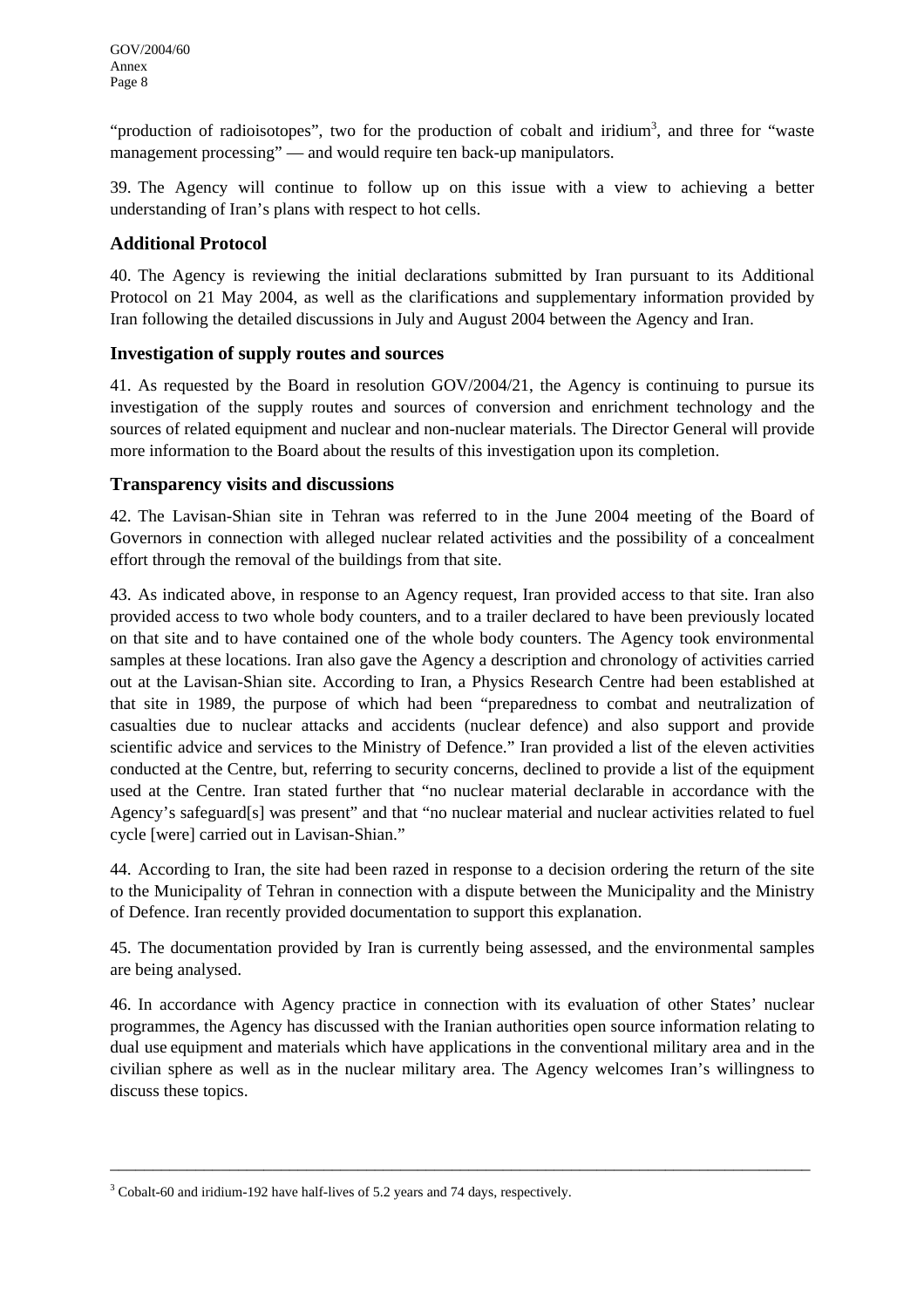"production of radioisotopes", two for the production of cobalt and iridium[3], and three for "waste management processing" — and would require ten back-up manipulators.

39. The Agency will continue to follow up on this issue with a view to achieving a better understanding of Iran's plans with respect to hot cells.

### Additional Protocol

40. The Agency is reviewing the initial declarations submitted by Iran pursuant to its Additional Protocol on 21 May 2004, as well as the clarifications and supplementary information provided by Iran following the detailed discussions in July and August 2004 between the Agency and Iran.

### Investigation of supply routes and sources

41. As requested by the Board in resolution GOV/2004/21, the Agency is continuing to pursue its investigation of the supply routes and sources of conversion and enrichment technology and the sources of related equipment and nuclear and non-nuclear materials. The Director General will provide more information to the Board about the results of this investigation upon its completion.

### Transparency visits and discussions

42. The Lavisan-Shian site in Tehran was referred to in the June 2004 meeting of the Board of Governors in connection with alleged nuclear related activities and the possibility of a concealment effort through the removal of the buildings from that site.

43. As indicated above, in response to an Agency request, Iran provided access to that site. Iran also provided access to two whole body counters, and to a trailer declared to have been previously located on that site and to have contained one of the whole body counters. The Agency took environmental samples at these locations. Iran also gave the Agency a description and chronology of activities carried out at the Lavisan-Shian site. According to Iran, a Physics Research Centre had been established at that site in 1989, the purpose of which had been "preparedness to combat and neutralization of casualties due to nuclear attacks and accidents (nuclear defence) and also support and provide scientific advice and services to the Ministry of Defence." Iran provided a list of the eleven activities conducted at the Centre, but, referring to security concerns, declined to provide a list of the equipment used at the Centre. Iran stated further that "no nuclear material declarable in accordance with the Agency's safeguard[s] was present" and that "no nuclear material and nuclear activities related to fuel cycle [were] carried out in Lavisan-Shian."

44. According to Iran, the site had been razed in response to a decision ordering the return of the site to the Municipality of Tehran in connection with a dispute between the Municipality and the Ministry of Defence. Iran recently provided documentation to support this explanation.

45. The documentation provided by Iran is currently being assessed, and the environmental samples are being analysed.

46. In accordance with Agency practice in connection with its evaluation of other States' nuclear programmes, the Agency has discussed with the Iranian authorities open source information relating to dual use equipment and materials which have applications in the conventional military area and in the civilian sphere as well as in the nuclear military area. The Agency welcomes Iran's willingness to discuss these topics.

---

[3] Cobalt-60 and iridium-192 have half-lives of 5.2 years and 74 days, respectively.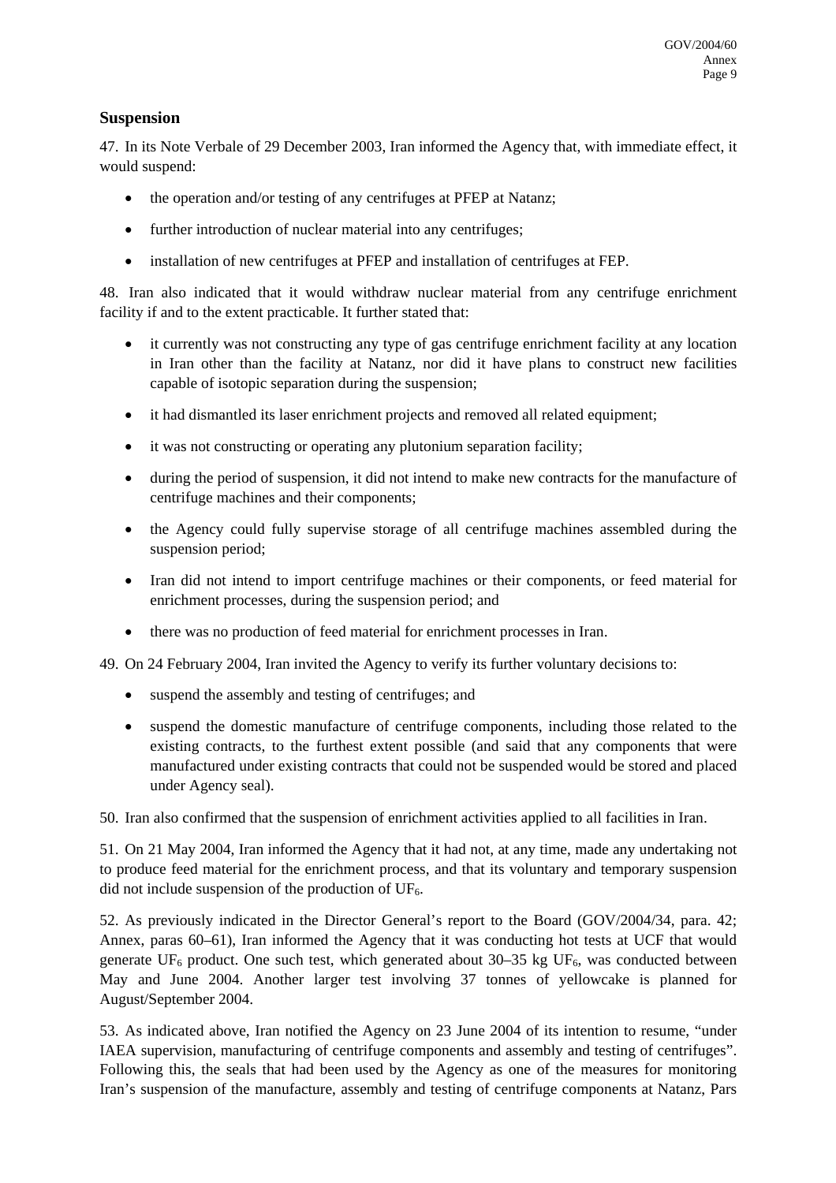## Suspension

47. In its Note Verbale of 29 December 2003, Iran informed the Agency that, with immediate effect, it would suspend:

- the operation and/or testing of any centrifuges at PFEP at Natanz;
- further introduction of nuclear material into any centrifuges;
- installation of new centrifuges at PFEP and installation of centrifuges at FEP.

48. Iran also indicated that it would withdraw nuclear material from any centrifuge enrichment facility if and to the extent practicable. It further stated that:

- it currently was not constructing any type of gas centrifuge enrichment facility at any location in Iran other than the facility at Natanz, nor did it have plans to construct new facilities capable of isotopic separation during the suspension;
- it had dismantled its laser enrichment projects and removed all related equipment;
- it was not constructing or operating any plutonium separation facility;
- during the period of suspension, it did not intend to make new contracts for the manufacture of centrifuge machines and their components;
- the Agency could fully supervise storage of all centrifuge machines assembled during the suspension period;
- Iran did not intend to import centrifuge machines or their components, or feed material for enrichment processes, during the suspension period; and
- there was no production of feed material for enrichment processes in Iran.

49. On 24 February 2004, Iran invited the Agency to verify its further voluntary decisions to:

- suspend the assembly and testing of centrifuges; and
- suspend the domestic manufacture of centrifuge components, including those related to the existing contracts, to the furthest extent possible (and said that any components that were manufactured under existing contracts that could not be suspended would be stored and placed under Agency seal).

50. Iran also confirmed that the suspension of enrichment activities applied to all facilities in Iran.

51. On 21 May 2004, Iran informed the Agency that it had not, at any time, made any undertaking not to produce feed material for the enrichment process, and that its voluntary and temporary suspension did not include suspension of the production of $UF_6$.

52. As previously indicated in the Director General's report to the Board (GOV/2004/34, para. 42; Annex, paras 60–61), Iran informed the Agency that it was conducting hot tests at UCF that would generate $UF_6$ product. One such test, which generated about 30–35 kg $UF_6$, was conducted between May and June 2004. Another larger test involving 37 tonnes of yellowcake is planned for August/September 2004.

53. As indicated above, Iran notified the Agency on 23 June 2004 of its intention to resume, "under IAEA supervision, manufacturing of centrifuge components and assembly and testing of centrifuges". Following this, the seals that had been used by the Agency as one of the measures for monitoring Iran's suspension of the manufacture, assembly and testing of centrifuge components at Natanz, Pars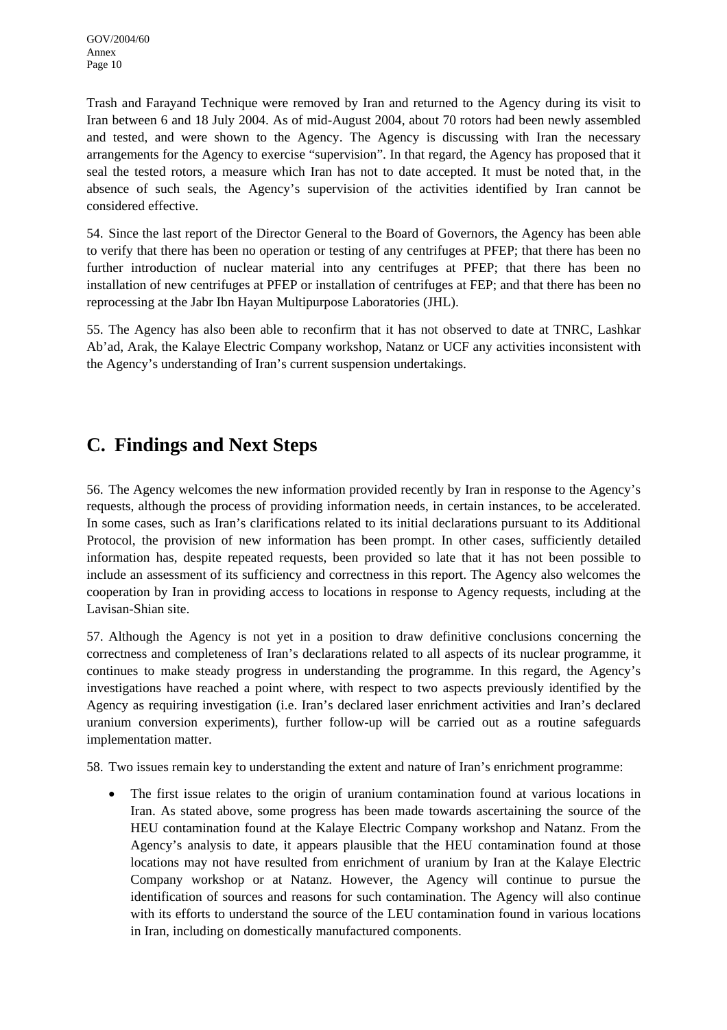Trash and Farayand Technique were removed by Iran and returned to the Agency during its visit to Iran between 6 and 18 July 2004. As of mid-August 2004, about 70 rotors had been newly assembled and tested, and were shown to the Agency. The Agency is discussing with Iran the necessary arrangements for the Agency to exercise "supervision". In that regard, the Agency has proposed that it seal the tested rotors, a measure which Iran has not to date accepted. It must be noted that, in the absence of such seals, the Agency's supervision of the activities identified by Iran cannot be considered effective.

54. Since the last report of the Director General to the Board of Governors, the Agency has been able to verify that there has been no operation or testing of any centrifuges at PFEP; that there has been no further introduction of nuclear material into any centrifuges at PFEP; that there has been no installation of new centrifuges at PFEP or installation of centrifuges at FEP; and that there has been no reprocessing at the Jabr Ibn Hayan Multipurpose Laboratories (JHL).

55. The Agency has also been able to reconfirm that it has not observed to date at TNRC, Lashkar Ab'ad, Arak, the Kalaye Electric Company workshop, Natanz or UCF any activities inconsistent with the Agency's understanding of Iran's current suspension undertakings.

## C. Findings and Next Steps

56. The Agency welcomes the new information provided recently by Iran in response to the Agency's requests, although the process of providing information needs, in certain instances, to be accelerated. In some cases, such as Iran's clarifications related to its initial declarations pursuant to its Additional Protocol, the provision of new information has been prompt. In other cases, sufficiently detailed information has, despite repeated requests, been provided so late that it has not been possible to include an assessment of its sufficiency and correctness in this report. The Agency also welcomes the cooperation by Iran in providing access to locations in response to Agency requests, including at the Lavisan-Shian site.

57. Although the Agency is not yet in a position to draw definitive conclusions concerning the correctness and completeness of Iran's declarations related to all aspects of its nuclear programme, it continues to make steady progress in understanding the programme. In this regard, the Agency's investigations have reached a point where, with respect to two aspects previously identified by the Agency as requiring investigation (i.e. Iran's declared laser enrichment activities and Iran's declared uranium conversion experiments), further follow-up will be carried out as a routine safeguards implementation matter.

58. Two issues remain key to understanding the extent and nature of Iran's enrichment programme:

- The first issue relates to the origin of uranium contamination found at various locations in Iran. As stated above, some progress has been made towards ascertaining the source of the HEU contamination found at the Kalaye Electric Company workshop and Natanz. From the Agency's analysis to date, it appears plausible that the HEU contamination found at those locations may not have resulted from enrichment of uranium by Iran at the Kalaye Electric Company workshop or at Natanz. However, the Agency will continue to pursue the identification of sources and reasons for such contamination. The Agency will also continue with its efforts to understand the source of the LEU contamination found in various locations in Iran, including on domestically manufactured components.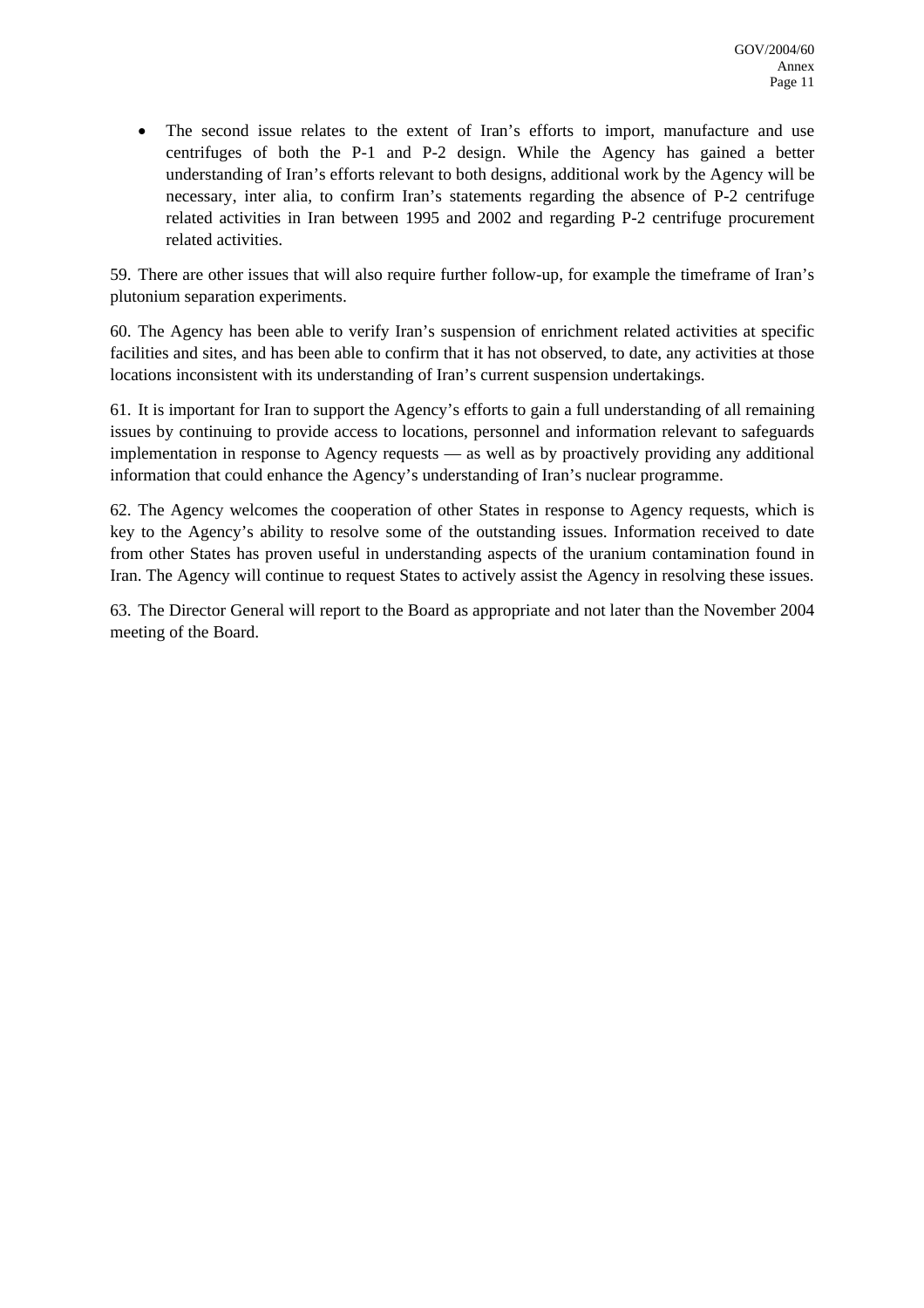- The second issue relates to the extent of Iran’s efforts to import, manufacture and use centrifuges of both the P-1 and P-2 design. While the Agency has gained a better understanding of Iran’s efforts relevant to both designs, additional work by the Agency will be necessary, inter alia, to confirm Iran’s statements regarding the absence of P-2 centrifuge related activities in Iran between 1995 and 2002 and regarding P-2 centrifuge procurement related activities.

59. There are other issues that will also require further follow-up, for example the timeframe of Iran’s plutonium separation experiments.

60. The Agency has been able to verify Iran’s suspension of enrichment related activities at specific facilities and sites, and has been able to confirm that it has not observed, to date, any activities at those locations inconsistent with its understanding of Iran’s current suspension undertakings.

61. It is important for Iran to support the Agency’s efforts to gain a full understanding of all remaining issues by continuing to provide access to locations, personnel and information relevant to safeguards implementation in response to Agency requests — as well as by proactively providing any additional information that could enhance the Agency’s understanding of Iran’s nuclear programme.

62. The Agency welcomes the cooperation of other States in response to Agency requests, which is key to the Agency’s ability to resolve some of the outstanding issues. Information received to date from other States has proven useful in understanding aspects of the uranium contamination found in Iran. The Agency will continue to request States to actively assist the Agency in resolving these issues.

63. The Director General will report to the Board as appropriate and not later than the November 2004 meeting of the Board.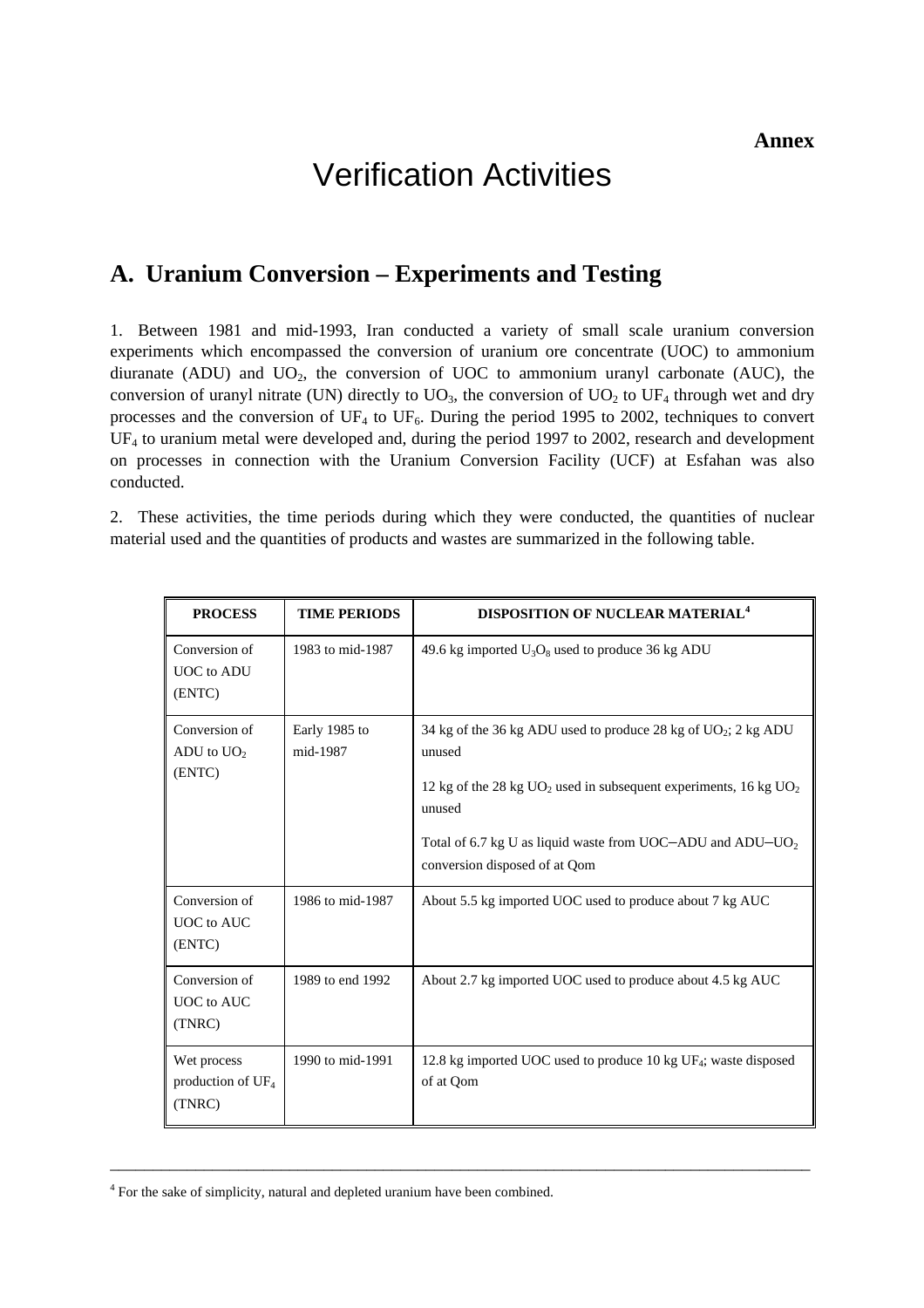**Annex**

# Verification Activities

## A. Uranium Conversion – Experiments and Testing

1. Between 1981 and mid-1993, Iran conducted a variety of small scale uranium conversion experiments which encompassed the conversion of uranium ore concentrate (UOC) to ammonium diuranate (ADU) and $UO_2$, the conversion of UOC to ammonium uranyl carbonate (AUC), the conversion of uranyl nitrate (UN) directly to $UO_3$, the conversion of $UO_2$ to $UF_4$ through wet and dry processes and the conversion of $UF_4$ to $UF_6$. During the period 1995 to 2002, techniques to convert $UF_4$ to uranium metal were developed and, during the period 1997 to 2002, research and development on processes in connection with the Uranium Conversion Facility (UCF) at Esfahan was also conducted.

2. These activities, the time periods during which they were conducted, the quantities of nuclear material used and the quantities of products and wastes are summarized in the following table.

| PROCESS | TIME PERIODS | DISPOSITION OF NUCLEAR MATERIAL[4] |
|---|---|---|
| Conversion of UOC to ADU (ENTC) | 1983 to mid-1987 | 49.6 kg imported $U_3O_8$ used to produce 36 kg ADU |
| Conversion of ADU to $UO_2$ (ENTC) | Early 1985 to mid-1987 | 34 kg of the 36 kg ADU used to produce 28 kg of $UO_2$; 2 kg ADU unused<br><br>12 kg of the 28 kg $UO_2$ used in subsequent experiments, 16 kg $UO_2$ unused<br><br>Total of 6.7 kg U as liquid waste from UOC–ADU and ADU–$UO_2$ conversion disposed of at Qom |
| Conversion of UOC to AUC (ENTC) | 1986 to mid-1987 | About 5.5 kg imported UOC used to produce about 7 kg AUC |
| Conversion of UOC to AUC (TNRC) | 1989 to end 1992 | About 2.7 kg imported UOC used to produce about 4.5 kg AUC |
| Wet process production of $UF_4$ (TNRC) | 1990 to mid-1991 | 12.8 kg imported UOC used to produce 10 kg $UF_4$; waste disposed of at Qom |

[4] For the sake of simplicity, natural and depleted uranium have been combined.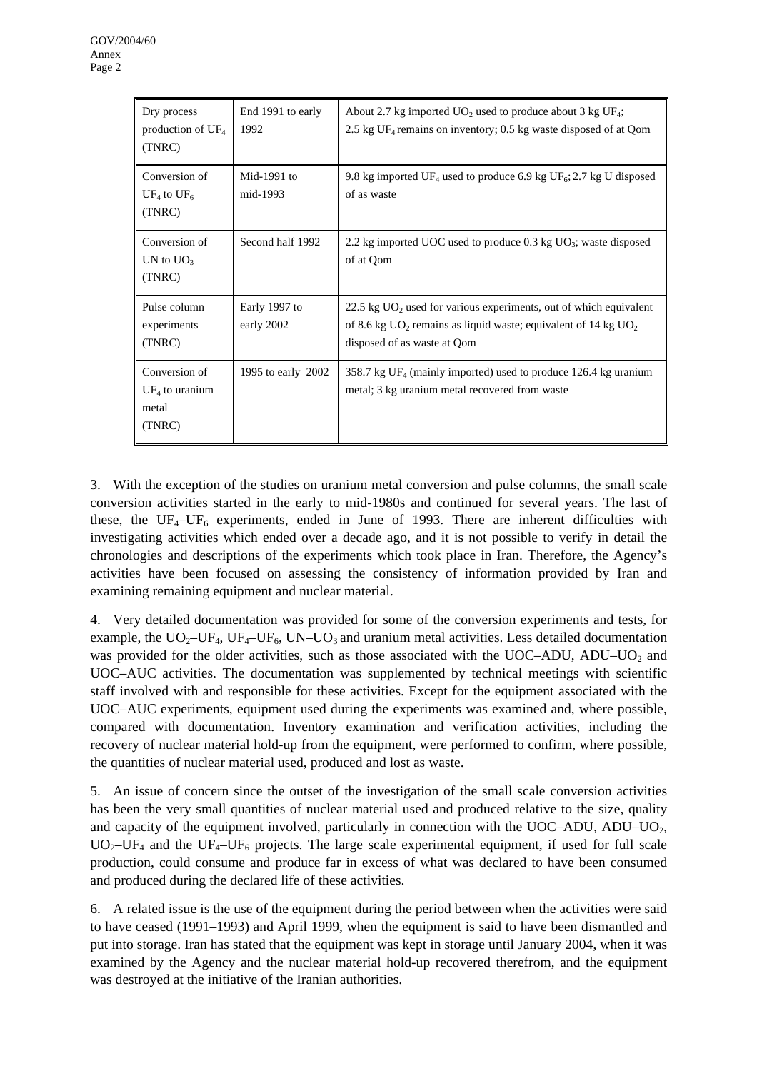| | | |
|---|---|---|
| Dry process production of $UF_4$ (TNRC) | End 1991 to early 1992 | About 2.7 kg imported $UO_2$ used to produce about 3 kg $UF_4$; 2.5 kg $UF_4$ remains on inventory; 0.5 kg waste disposed of at Qom |
| Conversion of $UF_4$ to $UF_6$ (TNRC) | Mid-1991 to mid-1993 | 9.8 kg imported $UF_4$ used to produce 6.9 kg $UF_6$; 2.7 kg U disposed of as waste |
| Conversion of UN to $UO_3$ (TNRC) | Second half 1992 | 2.2 kg imported UOC used to produce 0.3 kg $UO_3$; waste disposed of at Qom |
| Pulse column experiments (TNRC) | Early 1997 to early 2002 | 22.5 kg $UO_2$ used for various experiments, out of which equivalent of 8.6 kg $UO_2$ remains as liquid waste; equivalent of 14 kg $UO_2$ disposed of as waste at Qom |
| Conversion of $UF_4$ to uranium metal (TNRC) | 1995 to early 2002 | 358.7 kg $UF_4$ (mainly imported) used to produce 126.4 kg uranium metal; 3 kg uranium metal recovered from waste |

3. With the exception of the studies on uranium metal conversion and pulse columns, the small scale conversion activities started in the early to mid-1980s and continued for several years. The last of these, the $UF_4$–$UF_6$ experiments, ended in June of 1993. There are inherent difficulties with investigating activities which ended over a decade ago, and it is not possible to verify in detail the chronologies and descriptions of the experiments which took place in Iran. Therefore, the Agency's activities have been focused on assessing the consistency of information provided by Iran and examining remaining equipment and nuclear material.

4. Very detailed documentation was provided for some of the conversion experiments and tests, for example, the $UO_2$–$UF_4$, $UF_4$–$UF_6$, UN–$UO_3$ and uranium metal activities. Less detailed documentation was provided for the older activities, such as those associated with the UOC–ADU, ADU–$UO_2$ and UOC–AUC activities. The documentation was supplemented by technical meetings with scientific staff involved with and responsible for these activities. Except for the equipment associated with the UOC–AUC experiments, equipment used during the experiments was examined and, where possible, compared with documentation. Inventory examination and verification activities, including the recovery of nuclear material hold-up from the equipment, were performed to confirm, where possible, the quantities of nuclear material used, produced and lost as waste.

5. An issue of concern since the outset of the investigation of the small scale conversion activities has been the very small quantities of nuclear material used and produced relative to the size, quality and capacity of the equipment involved, particularly in connection with the UOC–ADU, ADU–$UO_2$, $UO_2$–$UF_4$ and the $UF_4$–$UF_6$ projects. The large scale experimental equipment, if used for full scale production, could consume and produce far in excess of what was declared to have been consumed and produced during the declared life of these activities.

6. A related issue is the use of the equipment during the period between when the activities were said to have ceased (1991–1993) and April 1999, when the equipment is said to have been dismantled and put into storage. Iran has stated that the equipment was kept in storage until January 2004, when it was examined by the Agency and the nuclear material hold-up recovered therefrom, and the equipment was destroyed at the initiative of the Iranian authorities.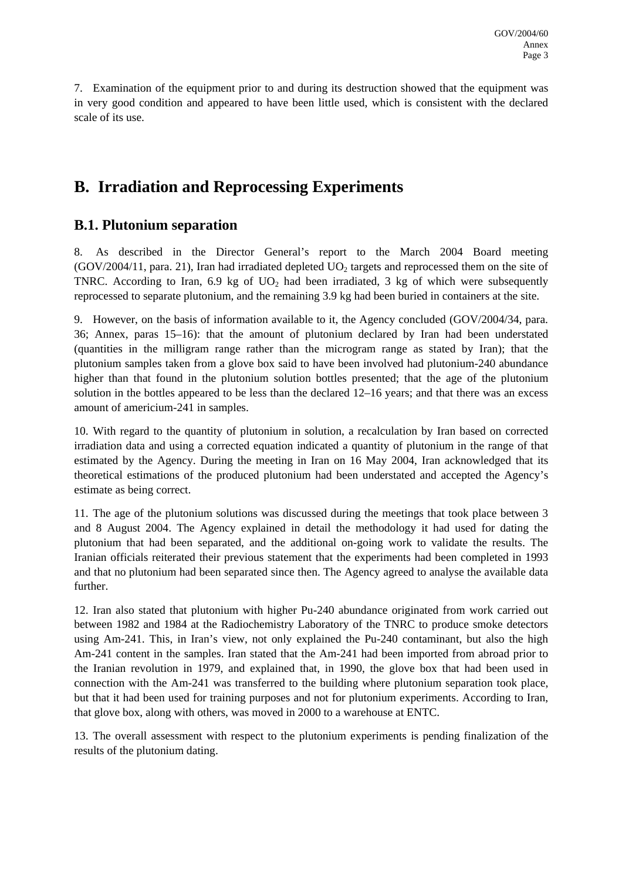7. Examination of the equipment prior to and during its destruction showed that the equipment was in very good condition and appeared to have been little used, which is consistent with the declared scale of its use.

## B. Irradiation and Reprocessing Experiments

### B.1. Plutonium separation

8. As described in the Director General's report to the March 2004 Board meeting (GOV/2004/11, para. 21), Iran had irradiated depleted $UO_2$ targets and reprocessed them on the site of TNRC. According to Iran, 6.9 kg of $UO_2$ had been irradiated, 3 kg of which were subsequently reprocessed to separate plutonium, and the remaining 3.9 kg had been buried in containers at the site.

9. However, on the basis of information available to it, the Agency concluded (GOV/2004/34, para. 36; Annex, paras 15–16): that the amount of plutonium declared by Iran had been understated (quantities in the milligram range rather than the microgram range as stated by Iran); that the plutonium samples taken from a glove box said to have been involved had plutonium-240 abundance higher than that found in the plutonium solution bottles presented; that the age of the plutonium solution in the bottles appeared to be less than the declared 12–16 years; and that there was an excess amount of americium-241 in samples.

10. With regard to the quantity of plutonium in solution, a recalculation by Iran based on corrected irradiation data and using a corrected equation indicated a quantity of plutonium in the range of that estimated by the Agency. During the meeting in Iran on 16 May 2004, Iran acknowledged that its theoretical estimations of the produced plutonium had been understated and accepted the Agency's estimate as being correct.

11. The age of the plutonium solutions was discussed during the meetings that took place between 3 and 8 August 2004. The Agency explained in detail the methodology it had used for dating the plutonium that had been separated, and the additional on-going work to validate the results. The Iranian officials reiterated their previous statement that the experiments had been completed in 1993 and that no plutonium had been separated since then. The Agency agreed to analyse the available data further.

12. Iran also stated that plutonium with higher Pu-240 abundance originated from work carried out between 1982 and 1984 at the Radiochemistry Laboratory of the TNRC to produce smoke detectors using Am-241. This, in Iran's view, not only explained the Pu-240 contaminant, but also the high Am-241 content in the samples. Iran stated that the Am-241 had been imported from abroad prior to the Iranian revolution in 1979, and explained that, in 1990, the glove box that had been used in connection with the Am-241 was transferred to the building where plutonium separation took place, but that it had been used for training purposes and not for plutonium experiments. According to Iran, that glove box, along with others, was moved in 2000 to a warehouse at ENTC.

13. The overall assessment with respect to the plutonium experiments is pending finalization of the results of the plutonium dating.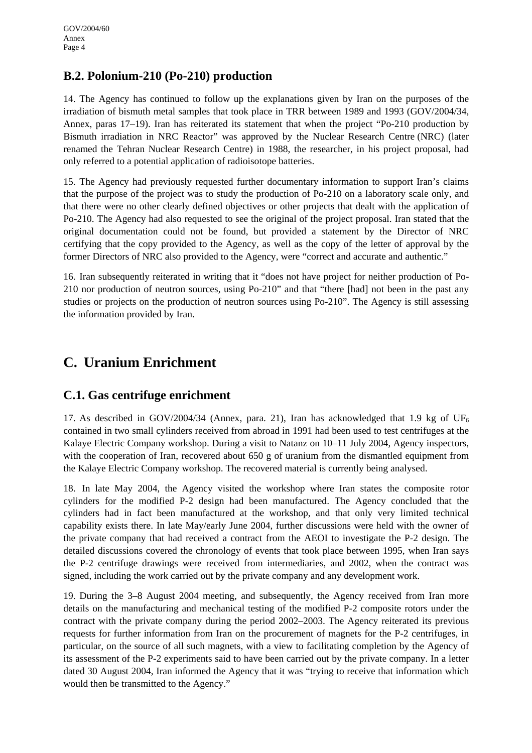## B.2. Polonium-210 (Po-210) production

14. The Agency has continued to follow up the explanations given by Iran on the purposes of the irradiation of bismuth metal samples that took place in TRR between 1989 and 1993 (GOV/2004/34, Annex, paras 17–19). Iran has reiterated its statement that when the project "Po-210 production by Bismuth irradiation in NRC Reactor" was approved by the Nuclear Research Centre (NRC) (later renamed the Tehran Nuclear Research Centre) in 1988, the researcher, in his project proposal, had only referred to a potential application of radioisotope batteries.

15. The Agency had previously requested further documentary information to support Iran's claims that the purpose of the project was to study the production of Po-210 on a laboratory scale only, and that there were no other clearly defined objectives or other projects that dealt with the application of Po-210. The Agency had also requested to see the original of the project proposal. Iran stated that the original documentation could not be found, but provided a statement by the Director of NRC certifying that the copy provided to the Agency, as well as the copy of the letter of approval by the former Directors of NRC also provided to the Agency, were "correct and accurate and authentic."

16. Iran subsequently reiterated in writing that it "does not have project for neither production of Po-210 nor production of neutron sources, using Po-210" and that "there [had] not been in the past any studies or projects on the production of neutron sources using Po-210". The Agency is still assessing the information provided by Iran.

# C. Uranium Enrichment

## C.1. Gas centrifuge enrichment

17. As described in GOV/2004/34 (Annex, para. 21), Iran has acknowledged that 1.9 kg of $UF_6$ contained in two small cylinders received from abroad in 1991 had been used to test centrifuges at the Kalaye Electric Company workshop. During a visit to Natanz on 10–11 July 2004, Agency inspectors, with the cooperation of Iran, recovered about 650 g of uranium from the dismantled equipment from the Kalaye Electric Company workshop. The recovered material is currently being analysed.

18. In late May 2004, the Agency visited the workshop where Iran states the composite rotor cylinders for the modified P-2 design had been manufactured. The Agency concluded that the cylinders had in fact been manufactured at the workshop, and that only very limited technical capability exists there. In late May/early June 2004, further discussions were held with the owner of the private company that had received a contract from the AEOI to investigate the P-2 design. The detailed discussions covered the chronology of events that took place between 1995, when Iran says the P-2 centrifuge drawings were received from intermediaries, and 2002, when the contract was signed, including the work carried out by the private company and any development work.

19. During the 3–8 August 2004 meeting, and subsequently, the Agency received from Iran more details on the manufacturing and mechanical testing of the modified P-2 composite rotors under the contract with the private company during the period 2002–2003. The Agency reiterated its previous requests for further information from Iran on the procurement of magnets for the P-2 centrifuges, in particular, on the source of all such magnets, with a view to facilitating completion by the Agency of its assessment of the P-2 experiments said to have been carried out by the private company. In a letter dated 30 August 2004, Iran informed the Agency that it was "trying to receive that information which would then be transmitted to the Agency."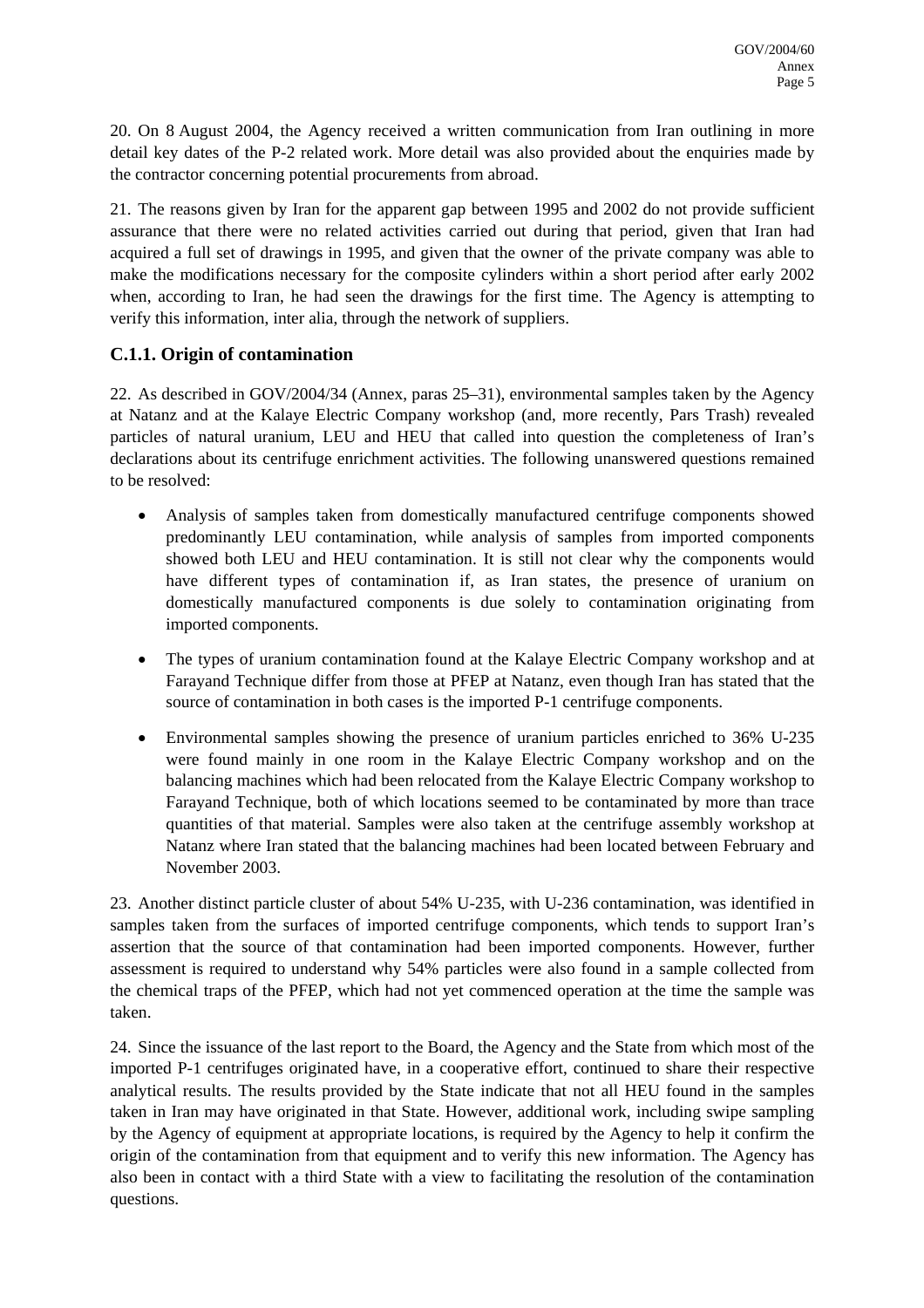20. On 8 August 2004, the Agency received a written communication from Iran outlining in more detail key dates of the P-2 related work. More detail was also provided about the enquiries made by the contractor concerning potential procurements from abroad.

21. The reasons given by Iran for the apparent gap between 1995 and 2002 do not provide sufficient assurance that there were no related activities carried out during that period, given that Iran had acquired a full set of drawings in 1995, and given that the owner of the private company was able to make the modifications necessary for the composite cylinders within a short period after early 2002 when, according to Iran, he had seen the drawings for the first time. The Agency is attempting to verify this information, inter alia, through the network of suppliers.

### C.1.1. Origin of contamination

22. As described in GOV/2004/34 (Annex, paras 25–31), environmental samples taken by the Agency at Natanz and at the Kalaye Electric Company workshop (and, more recently, Pars Trash) revealed particles of natural uranium, LEU and HEU that called into question the completeness of Iran's declarations about its centrifuge enrichment activities. The following unanswered questions remained to be resolved:

- Analysis of samples taken from domestically manufactured centrifuge components showed predominantly LEU contamination, while analysis of samples from imported components showed both LEU and HEU contamination. It is still not clear why the components would have different types of contamination if, as Iran states, the presence of uranium on domestically manufactured components is due solely to contamination originating from imported components.
- The types of uranium contamination found at the Kalaye Electric Company workshop and at Farayand Technique differ from those at PFEP at Natanz, even though Iran has stated that the source of contamination in both cases is the imported P-1 centrifuge components.
- Environmental samples showing the presence of uranium particles enriched to 36% U-235 were found mainly in one room in the Kalaye Electric Company workshop and on the balancing machines which had been relocated from the Kalaye Electric Company workshop to Farayand Technique, both of which locations seemed to be contaminated by more than trace quantities of that material. Samples were also taken at the centrifuge assembly workshop at Natanz where Iran stated that the balancing machines had been located between February and November 2003.

23. Another distinct particle cluster of about 54% U-235, with U-236 contamination, was identified in samples taken from the surfaces of imported centrifuge components, which tends to support Iran's assertion that the source of that contamination had been imported components. However, further assessment is required to understand why 54% particles were also found in a sample collected from the chemical traps of the PFEP, which had not yet commenced operation at the time the sample was taken.

24. Since the issuance of the last report to the Board, the Agency and the State from which most of the imported P-1 centrifuges originated have, in a cooperative effort, continued to share their respective analytical results. The results provided by the State indicate that not all HEU found in the samples taken in Iran may have originated in that State. However, additional work, including swipe sampling by the Agency of equipment at appropriate locations, is required by the Agency to help it confirm the origin of the contamination from that equipment and to verify this new information. The Agency has also been in contact with a third State with a view to facilitating the resolution of the contamination questions.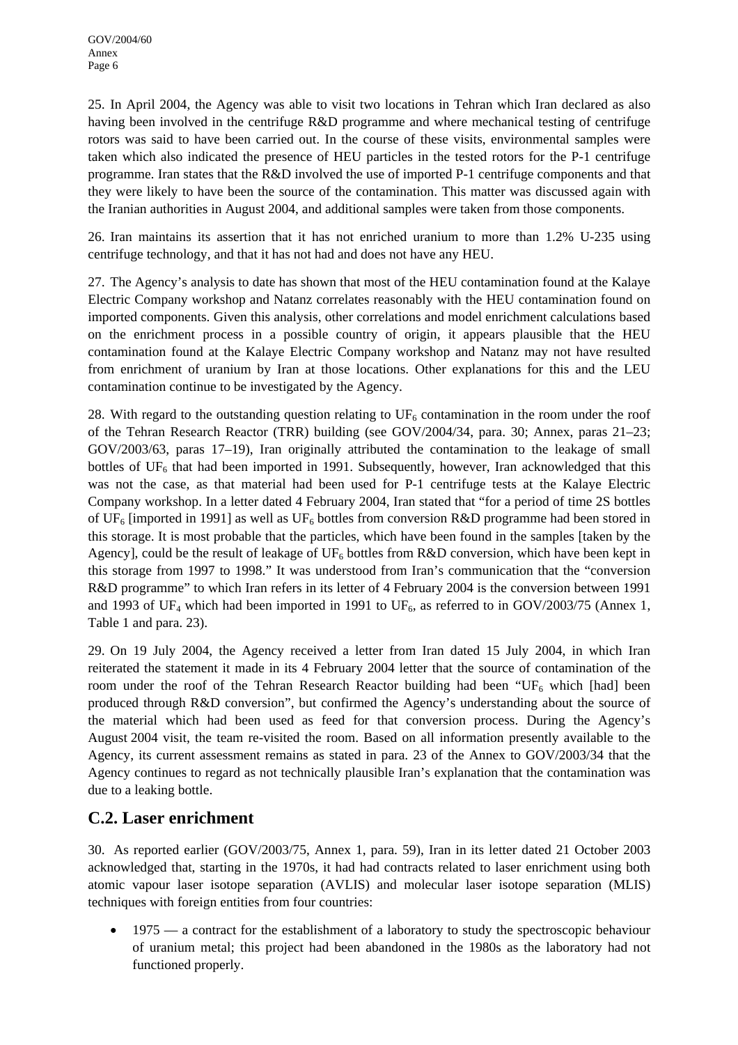25. In April 2004, the Agency was able to visit two locations in Tehran which Iran declared as also having been involved in the centrifuge R&D programme and where mechanical testing of centrifuge rotors was said to have been carried out. In the course of these visits, environmental samples were taken which also indicated the presence of HEU particles in the tested rotors for the P-1 centrifuge programme. Iran states that the R&D involved the use of imported P-1 centrifuge components and that they were likely to have been the source of the contamination. This matter was discussed again with the Iranian authorities in August 2004, and additional samples were taken from those components.

26. Iran maintains its assertion that it has not enriched uranium to more than 1.2% U-235 using centrifuge technology, and that it has not had and does not have any HEU.

27. The Agency's analysis to date has shown that most of the HEU contamination found at the Kalaye Electric Company workshop and Natanz correlates reasonably with the HEU contamination found on imported components. Given this analysis, other correlations and model enrichment calculations based on the enrichment process in a possible country of origin, it appears plausible that the HEU contamination found at the Kalaye Electric Company workshop and Natanz may not have resulted from enrichment of uranium by Iran at those locations. Other explanations for this and the LEU contamination continue to be investigated by the Agency.

28. With regard to the outstanding question relating to $UF_6$ contamination in the room under the roof of the Tehran Research Reactor (TRR) building (see GOV/2004/34, para. 30; Annex, paras 21–23; GOV/2003/63, paras 17–19), Iran originally attributed the contamination to the leakage of small bottles of $UF_6$ that had been imported in 1991. Subsequently, however, Iran acknowledged that this was not the case, as that material had been used for P-1 centrifuge tests at the Kalaye Electric Company workshop. In a letter dated 4 February 2004, Iran stated that "for a period of time 2S bottles of $UF_6$ [imported in 1991] as well as $UF_6$ bottles from conversion R&D programme had been stored in this storage. It is most probable that the particles, which have been found in the samples [taken by the Agency], could be the result of leakage of $UF_6$ bottles from R&D conversion, which have been kept in this storage from 1997 to 1998." It was understood from Iran's communication that the "conversion R&D programme" to which Iran refers in its letter of 4 February 2004 is the conversion between 1991 and 1993 of $UF_4$ which had been imported in 1991 to $UF_6$, as referred to in GOV/2003/75 (Annex 1, Table 1 and para. 23).

29. On 19 July 2004, the Agency received a letter from Iran dated 15 July 2004, in which Iran reiterated the statement it made in its 4 February 2004 letter that the source of contamination of the room under the roof of the Tehran Research Reactor building had been "$UF_6$ which [had] been produced through R&D conversion", but confirmed the Agency's understanding about the source of the material which had been used as feed for that conversion process. During the Agency's August 2004 visit, the team re-visited the room. Based on all information presently available to the Agency, its current assessment remains as stated in para. 23 of the Annex to GOV/2003/34 that the Agency continues to regard as not technically plausible Iran's explanation that the contamination was due to a leaking bottle.

## C.2. Laser enrichment

30. As reported earlier (GOV/2003/75, Annex 1, para. 59), Iran in its letter dated 21 October 2003 acknowledged that, starting in the 1970s, it had had contracts related to laser enrichment using both atomic vapour laser isotope separation (AVLIS) and molecular laser isotope separation (MLIS) techniques with foreign entities from four countries:

- 1975 — a contract for the establishment of a laboratory to study the spectroscopic behaviour of uranium metal; this project had been abandoned in the 1980s as the laboratory had not functioned properly.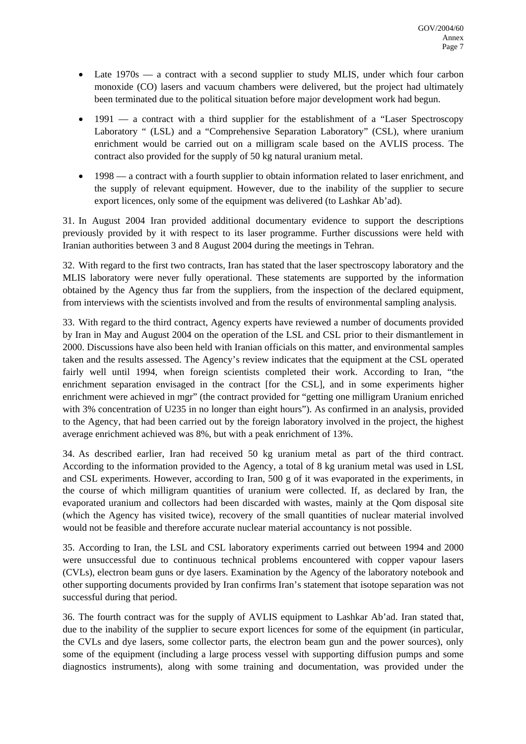- Late 1970s — a contract with a second supplier to study MLIS, under which four carbon monoxide (CO) lasers and vacuum chambers were delivered, but the project had ultimately been terminated due to the political situation before major development work had begun.
- 1991 — a contract with a third supplier for the establishment of a "Laser Spectroscopy Laboratory " (LSL) and a "Comprehensive Separation Laboratory" (CSL), where uranium enrichment would be carried out on a milligram scale based on the AVLIS process. The contract also provided for the supply of 50 kg natural uranium metal.
- 1998 — a contract with a fourth supplier to obtain information related to laser enrichment, and the supply of relevant equipment. However, due to the inability of the supplier to secure export licences, only some of the equipment was delivered (to Lashkar Ab'ad).

31. In August 2004 Iran provided additional documentary evidence to support the descriptions previously provided by it with respect to its laser programme. Further discussions were held with Iranian authorities between 3 and 8 August 2004 during the meetings in Tehran.

32. With regard to the first two contracts, Iran has stated that the laser spectroscopy laboratory and the MLIS laboratory were never fully operational. These statements are supported by the information obtained by the Agency thus far from the suppliers, from the inspection of the declared equipment, from interviews with the scientists involved and from the results of environmental sampling analysis.

33. With regard to the third contract, Agency experts have reviewed a number of documents provided by Iran in May and August 2004 on the operation of the LSL and CSL prior to their dismantlement in 2000. Discussions have also been held with Iranian officials on this matter, and environmental samples taken and the results assessed. The Agency's review indicates that the equipment at the CSL operated fairly well until 1994, when foreign scientists completed their work. According to Iran, "the enrichment separation envisaged in the contract [for the CSL], and in some experiments higher enrichment were achieved in mgr" (the contract provided for "getting one milligram Uranium enriched with 3% concentration of U235 in no longer than eight hours"). As confirmed in an analysis, provided to the Agency, that had been carried out by the foreign laboratory involved in the project, the highest average enrichment achieved was 8%, but with a peak enrichment of 13%.

34. As described earlier, Iran had received 50 kg uranium metal as part of the third contract. According to the information provided to the Agency, a total of 8 kg uranium metal was used in LSL and CSL experiments. However, according to Iran, 500 g of it was evaporated in the experiments, in the course of which milligram quantities of uranium were collected. If, as declared by Iran, the evaporated uranium and collectors had been discarded with wastes, mainly at the Qom disposal site (which the Agency has visited twice), recovery of the small quantities of nuclear material involved would not be feasible and therefore accurate nuclear material accountancy is not possible.

35. According to Iran, the LSL and CSL laboratory experiments carried out between 1994 and 2000 were unsuccessful due to continuous technical problems encountered with copper vapour lasers (CVLs), electron beam guns or dye lasers. Examination by the Agency of the laboratory notebook and other supporting documents provided by Iran confirms Iran's statement that isotope separation was not successful during that period.

36. The fourth contract was for the supply of AVLIS equipment to Lashkar Ab'ad. Iran stated that, due to the inability of the supplier to secure export licences for some of the equipment (in particular, the CVLs and dye lasers, some collector parts, the electron beam gun and the power sources), only some of the equipment (including a large process vessel with supporting diffusion pumps and some diagnostics instruments), along with some training and documentation, was provided under the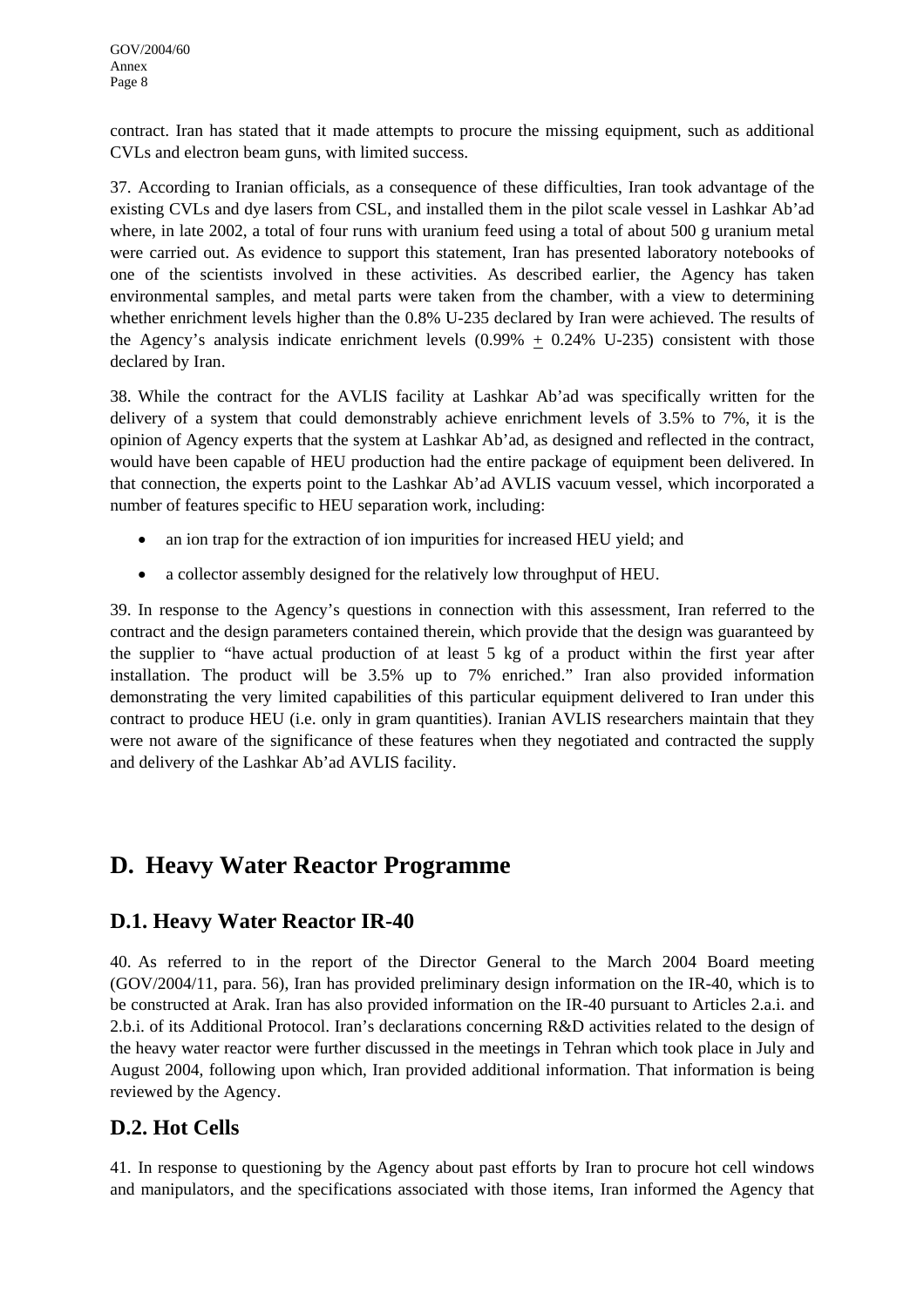contract. Iran has stated that it made attempts to procure the missing equipment, such as additional CVLs and electron beam guns, with limited success.

37. According to Iranian officials, as a consequence of these difficulties, Iran took advantage of the existing CVLs and dye lasers from CSL, and installed them in the pilot scale vessel in Lashkar Ab'ad where, in late 2002, a total of four runs with uranium feed using a total of about 500 g uranium metal were carried out. As evidence to support this statement, Iran has presented laboratory notebooks of one of the scientists involved in these activities. As described earlier, the Agency has taken environmental samples, and metal parts were taken from the chamber, with a view to determining whether enrichment levels higher than the 0.8% U-235 declared by Iran were achieved. The results of the Agency's analysis indicate enrichment levels (0.99% $\pm$ 0.24% U-235) consistent with those declared by Iran.

38. While the contract for the AVLIS facility at Lashkar Ab'ad was specifically written for the delivery of a system that could demonstrably achieve enrichment levels of 3.5% to 7%, it is the opinion of Agency experts that the system at Lashkar Ab'ad, as designed and reflected in the contract, would have been capable of HEU production had the entire package of equipment been delivered. In that connection, the experts point to the Lashkar Ab'ad AVLIS vacuum vessel, which incorporated a number of features specific to HEU separation work, including:

- an ion trap for the extraction of ion impurities for increased HEU yield; and
- a collector assembly designed for the relatively low throughput of HEU.

39. In response to the Agency's questions in connection with this assessment, Iran referred to the contract and the design parameters contained therein, which provide that the design was guaranteed by the supplier to "have actual production of at least 5 kg of a product within the first year after installation. The product will be 3.5% up to 7% enriched." Iran also provided information demonstrating the very limited capabilities of this particular equipment delivered to Iran under this contract to produce HEU (i.e. only in gram quantities). Iranian AVLIS researchers maintain that they were not aware of the significance of these features when they negotiated and contracted the supply and delivery of the Lashkar Ab'ad AVLIS facility.

# D. Heavy Water Reactor Programme

## D.1. Heavy Water Reactor IR-40

40. As referred to in the report of the Director General to the March 2004 Board meeting (GOV/2004/11, para. 56), Iran has provided preliminary design information on the IR-40, which is to be constructed at Arak. Iran has also provided information on the IR-40 pursuant to Articles 2.a.i. and 2.b.i. of its Additional Protocol. Iran's declarations concerning R&D activities related to the design of the heavy water reactor were further discussed in the meetings in Tehran which took place in July and August 2004, following upon which, Iran provided additional information. That information is being reviewed by the Agency.

## D.2. Hot Cells

41. In response to questioning by the Agency about past efforts by Iran to procure hot cell windows and manipulators, and the specifications associated with those items, Iran informed the Agency that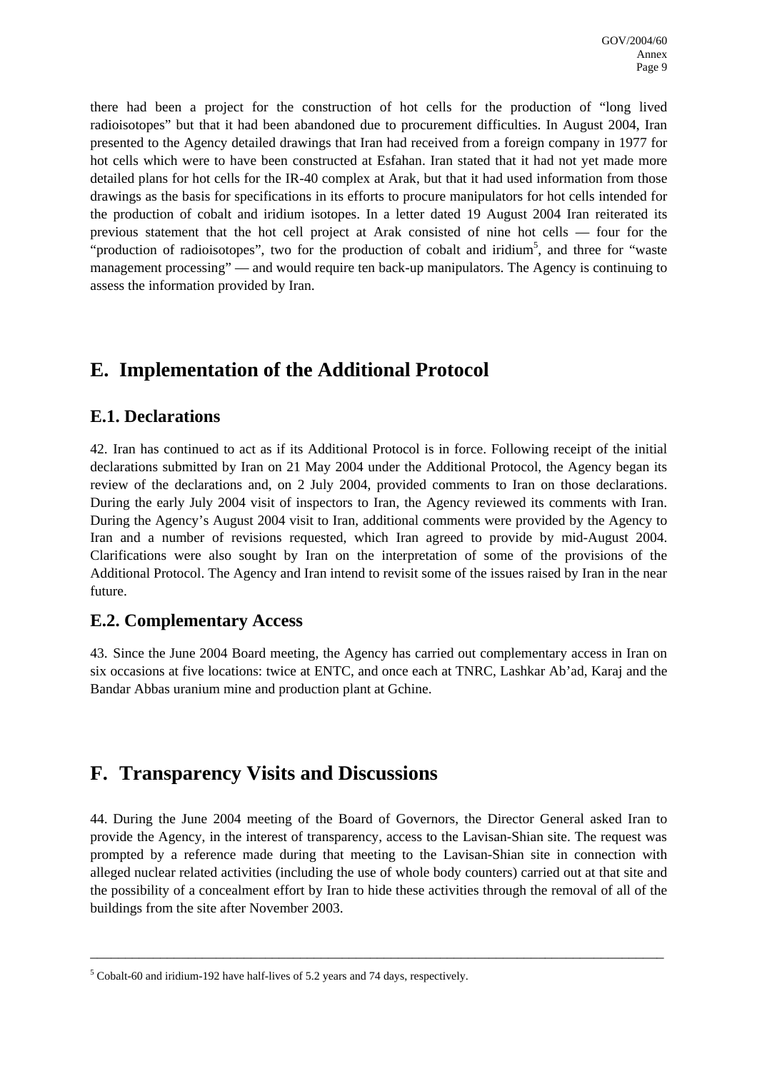there had been a project for the construction of hot cells for the production of "long lived radioisotopes" but that it had been abandoned due to procurement difficulties. In August 2004, Iran presented to the Agency detailed drawings that Iran had received from a foreign company in 1977 for hot cells which were to have been constructed at Esfahan. Iran stated that it had not yet made more detailed plans for hot cells for the IR-40 complex at Arak, but that it had used information from those drawings as the basis for specifications in its efforts to procure manipulators for hot cells intended for the production of cobalt and iridium isotopes. In a letter dated 19 August 2004 Iran reiterated its previous statement that the hot cell project at Arak consisted of nine hot cells — four for the "production of radioisotopes", two for the production of cobalt and iridium[5], and three for "waste management processing" — and would require ten back-up manipulators. The Agency is continuing to assess the information provided by Iran.

# E. Implementation of the Additional Protocol

## E.1. Declarations

42. Iran has continued to act as if its Additional Protocol is in force. Following receipt of the initial declarations submitted by Iran on 21 May 2004 under the Additional Protocol, the Agency began its review of the declarations and, on 2 July 2004, provided comments to Iran on those declarations. During the early July 2004 visit of inspectors to Iran, the Agency reviewed its comments with Iran. During the Agency's August 2004 visit to Iran, additional comments were provided by the Agency to Iran and a number of revisions requested, which Iran agreed to provide by mid-August 2004. Clarifications were also sought by Iran on the interpretation of some of the provisions of the Additional Protocol. The Agency and Iran intend to revisit some of the issues raised by Iran in the near future.

## E.2. Complementary Access

43. Since the June 2004 Board meeting, the Agency has carried out complementary access in Iran on six occasions at five locations: twice at ENTC, and once each at TNRC, Lashkar Ab'ad, Karaj and the Bandar Abbas uranium mine and production plant at Gchine.

# F. Transparency Visits and Discussions

44. During the June 2004 meeting of the Board of Governors, the Director General asked Iran to provide the Agency, in the interest of transparency, access to the Lavisan-Shian site. The request was prompted by a reference made during that meeting to the Lavisan-Shian site in connection with alleged nuclear related activities (including the use of whole body counters) carried out at that site and the possibility of a concealment effort by Iran to hide these activities through the removal of all of the buildings from the site after November 2003.

---

[5] Cobalt-60 and iridium-192 have half-lives of 5.2 years and 74 days, respectively.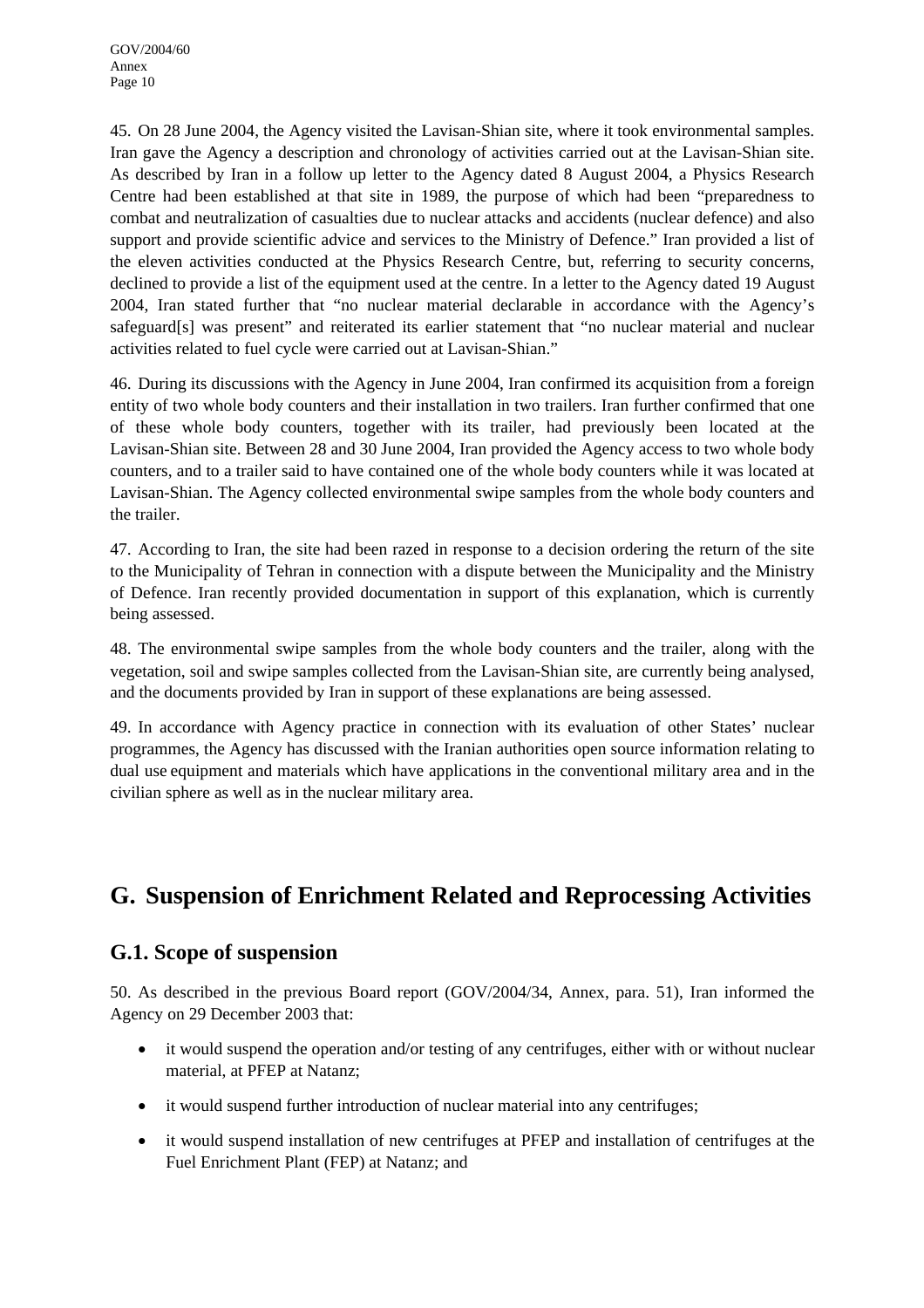45. On 28 June 2004, the Agency visited the Lavisan-Shian site, where it took environmental samples. Iran gave the Agency a description and chronology of activities carried out at the Lavisan-Shian site. As described by Iran in a follow up letter to the Agency dated 8 August 2004, a Physics Research Centre had been established at that site in 1989, the purpose of which had been "preparedness to combat and neutralization of casualties due to nuclear attacks and accidents (nuclear defence) and also support and provide scientific advice and services to the Ministry of Defence." Iran provided a list of the eleven activities conducted at the Physics Research Centre, but, referring to security concerns, declined to provide a list of the equipment used at the centre. In a letter to the Agency dated 19 August 2004, Iran stated further that "no nuclear material declarable in accordance with the Agency's safeguard[s] was present" and reiterated its earlier statement that "no nuclear material and nuclear activities related to fuel cycle were carried out at Lavisan-Shian."

46. During its discussions with the Agency in June 2004, Iran confirmed its acquisition from a foreign entity of two whole body counters and their installation in two trailers. Iran further confirmed that one of these whole body counters, together with its trailer, had previously been located at the Lavisan-Shian site. Between 28 and 30 June 2004, Iran provided the Agency access to two whole body counters, and to a trailer said to have contained one of the whole body counters while it was located at Lavisan-Shian. The Agency collected environmental swipe samples from the whole body counters and the trailer.

47. According to Iran, the site had been razed in response to a decision ordering the return of the site to the Municipality of Tehran in connection with a dispute between the Municipality and the Ministry of Defence. Iran recently provided documentation in support of this explanation, which is currently being assessed.

48. The environmental swipe samples from the whole body counters and the trailer, along with the vegetation, soil and swipe samples collected from the Lavisan-Shian site, are currently being analysed, and the documents provided by Iran in support of these explanations are being assessed.

49. In accordance with Agency practice in connection with its evaluation of other States' nuclear programmes, the Agency has discussed with the Iranian authorities open source information relating to dual use equipment and materials which have applications in the conventional military area and in the civilian sphere as well as in the nuclear military area.

## G. Suspension of Enrichment Related and Reprocessing Activities

### G.1. Scope of suspension

50. As described in the previous Board report (GOV/2004/34, Annex, para. 51), Iran informed the Agency on 29 December 2003 that:

- it would suspend the operation and/or testing of any centrifuges, either with or without nuclear material, at PFEP at Natanz;
- it would suspend further introduction of nuclear material into any centrifuges;
- it would suspend installation of new centrifuges at PFEP and installation of centrifuges at the Fuel Enrichment Plant (FEP) at Natanz; and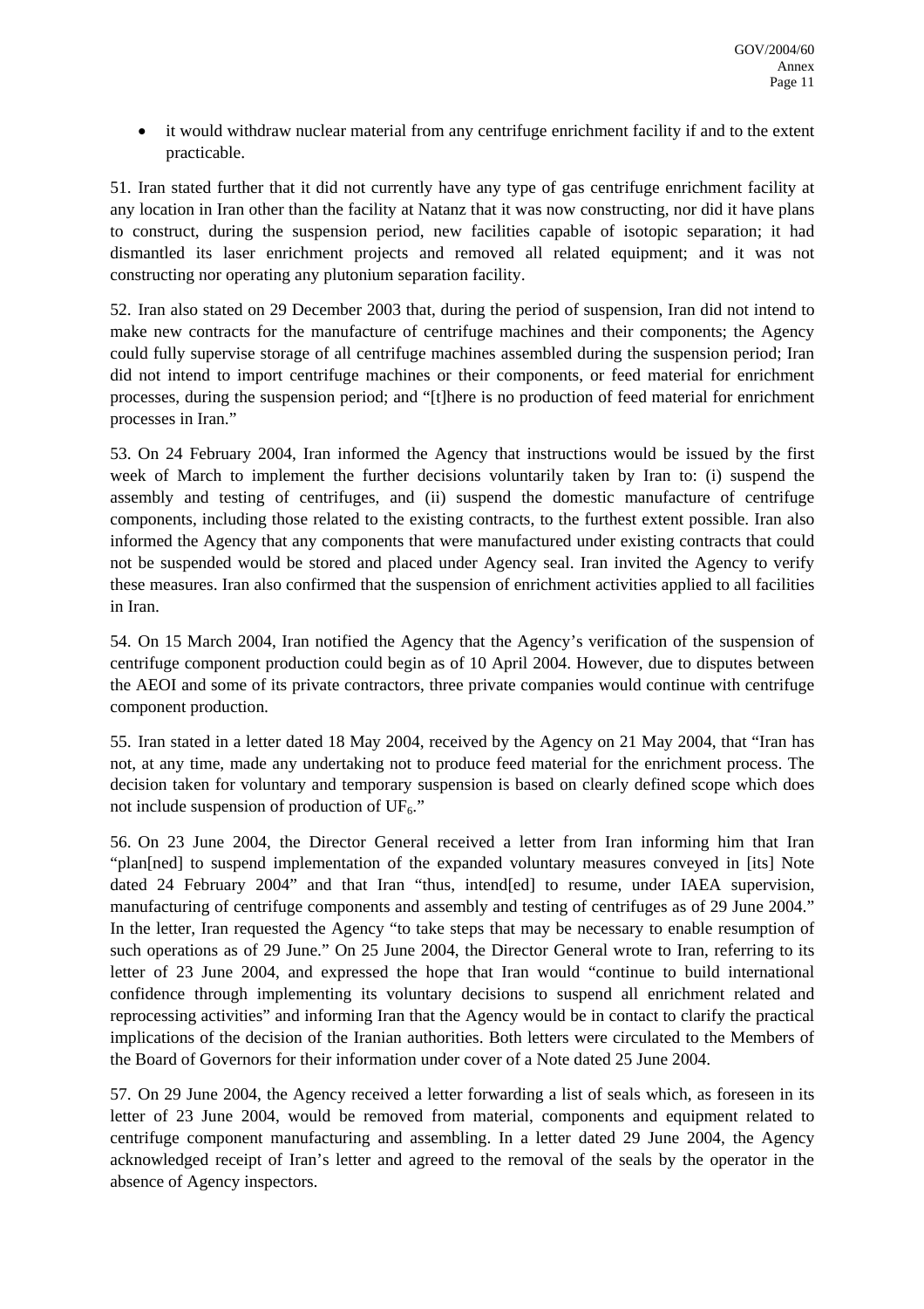- it would withdraw nuclear material from any centrifuge enrichment facility if and to the extent practicable.

51. Iran stated further that it did not currently have any type of gas centrifuge enrichment facility at any location in Iran other than the facility at Natanz that it was now constructing, nor did it have plans to construct, during the suspension period, new facilities capable of isotopic separation; it had dismantled its laser enrichment projects and removed all related equipment; and it was not constructing nor operating any plutonium separation facility.

52. Iran also stated on 29 December 2003 that, during the period of suspension, Iran did not intend to make new contracts for the manufacture of centrifuge machines and their components; the Agency could fully supervise storage of all centrifuge machines assembled during the suspension period; Iran did not intend to import centrifuge machines or their components, or feed material for enrichment processes, during the suspension period; and "[t]here is no production of feed material for enrichment processes in Iran."

53. On 24 February 2004, Iran informed the Agency that instructions would be issued by the first week of March to implement the further decisions voluntarily taken by Iran to: (i) suspend the assembly and testing of centrifuges, and (ii) suspend the domestic manufacture of centrifuge components, including those related to the existing contracts, to the furthest extent possible. Iran also informed the Agency that any components that were manufactured under existing contracts that could not be suspended would be stored and placed under Agency seal. Iran invited the Agency to verify these measures. Iran also confirmed that the suspension of enrichment activities applied to all facilities in Iran.

54. On 15 March 2004, Iran notified the Agency that the Agency's verification of the suspension of centrifuge component production could begin as of 10 April 2004. However, due to disputes between the AEOI and some of its private contractors, three private companies would continue with centrifuge component production.

55. Iran stated in a letter dated 18 May 2004, received by the Agency on 21 May 2004, that "Iran has not, at any time, made any undertaking not to produce feed material for the enrichment process. The decision taken for voluntary and temporary suspension is based on clearly defined scope which does not include suspension of production of $UF_6$."

56. On 23 June 2004, the Director General received a letter from Iran informing him that Iran "plan[ned] to suspend implementation of the expanded voluntary measures conveyed in [its] Note dated 24 February 2004" and that Iran "thus, intend[ed] to resume, under IAEA supervision, manufacturing of centrifuge components and assembly and testing of centrifuges as of 29 June 2004." In the letter, Iran requested the Agency "to take steps that may be necessary to enable resumption of such operations as of 29 June." On 25 June 2004, the Director General wrote to Iran, referring to its letter of 23 June 2004, and expressed the hope that Iran would "continue to build international confidence through implementing its voluntary decisions to suspend all enrichment related and reprocessing activities" and informing Iran that the Agency would be in contact to clarify the practical implications of the decision of the Iranian authorities. Both letters were circulated to the Members of the Board of Governors for their information under cover of a Note dated 25 June 2004.

57. On 29 June 2004, the Agency received a letter forwarding a list of seals which, as foreseen in its letter of 23 June 2004, would be removed from material, components and equipment related to centrifuge component manufacturing and assembling. In a letter dated 29 June 2004, the Agency acknowledged receipt of Iran's letter and agreed to the removal of the seals by the operator in the absence of Agency inspectors.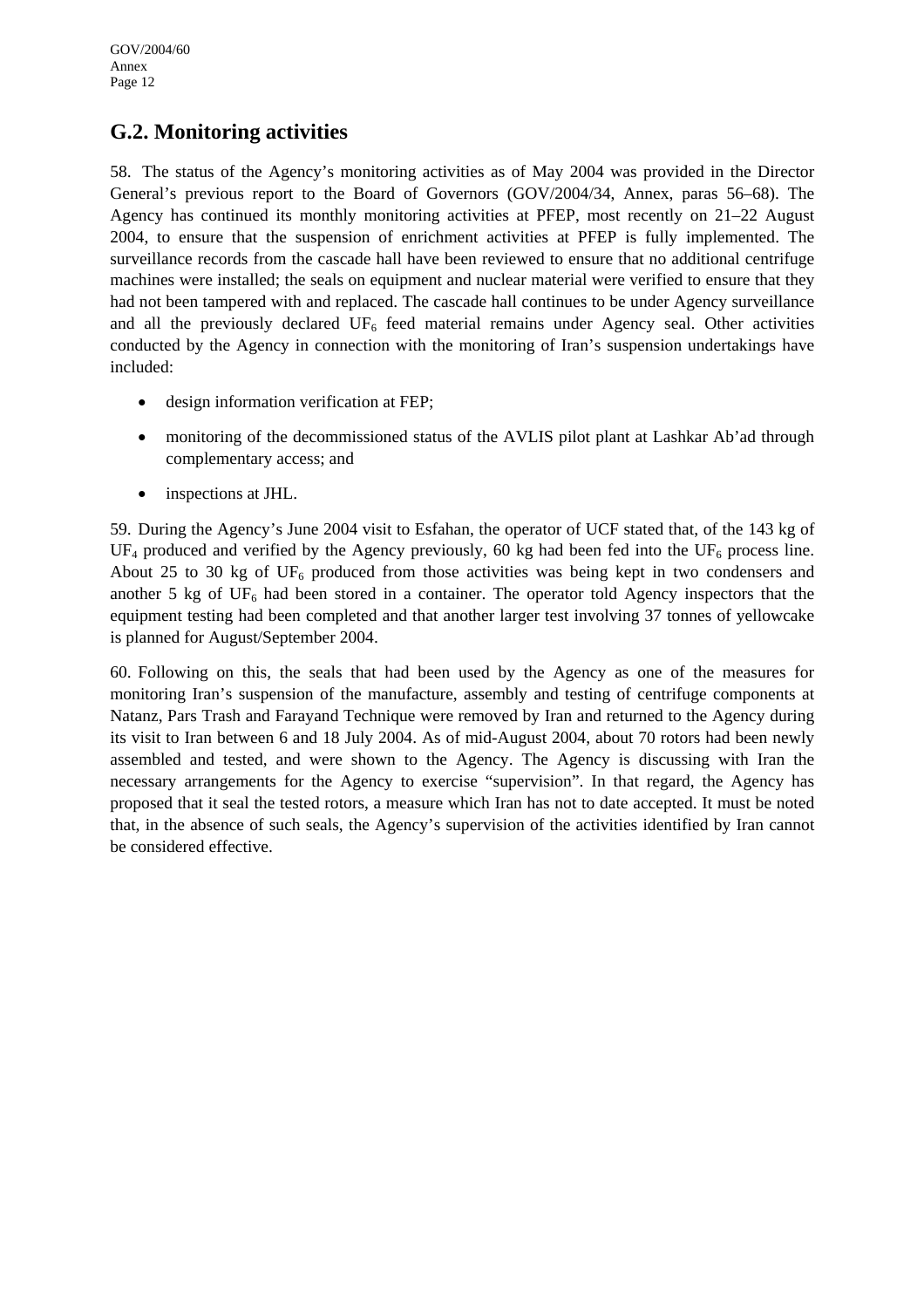## G.2. Monitoring activities

58. The status of the Agency's monitoring activities as of May 2004 was provided in the Director General's previous report to the Board of Governors (GOV/2004/34, Annex, paras 56–68). The Agency has continued its monthly monitoring activities at PFEP, most recently on 21–22 August 2004, to ensure that the suspension of enrichment activities at PFEP is fully implemented. The surveillance records from the cascade hall have been reviewed to ensure that no additional centrifuge machines were installed; the seals on equipment and nuclear material were verified to ensure that they had not been tampered with and replaced. The cascade hall continues to be under Agency surveillance and all the previously declared $UF_6$ feed material remains under Agency seal. Other activities conducted by the Agency in connection with the monitoring of Iran's suspension undertakings have included:

- design information verification at FEP;
- monitoring of the decommissioned status of the AVLIS pilot plant at Lashkar Ab'ad through complementary access; and
- inspections at JHL.

59. During the Agency's June 2004 visit to Esfahan, the operator of UCF stated that, of the 143 kg of $UF_4$ produced and verified by the Agency previously, 60 kg had been fed into the $UF_6$ process line. About 25 to 30 kg of $UF_6$ produced from those activities was being kept in two condensers and another 5 kg of $UF_6$ had been stored in a container. The operator told Agency inspectors that the equipment testing had been completed and that another larger test involving 37 tonnes of yellowcake is planned for August/September 2004.

60. Following on this, the seals that had been used by the Agency as one of the measures for monitoring Iran's suspension of the manufacture, assembly and testing of centrifuge components at Natanz, Pars Trash and Farayand Technique were removed by Iran and returned to the Agency during its visit to Iran between 6 and 18 July 2004. As of mid-August 2004, about 70 rotors had been newly assembled and tested, and were shown to the Agency. The Agency is discussing with Iran the necessary arrangements for the Agency to exercise "supervision". In that regard, the Agency has proposed that it seal the tested rotors, a measure which Iran has not to date accepted. It must be noted that, in the absence of such seals, the Agency's supervision of the activities identified by Iran cannot be considered effective.